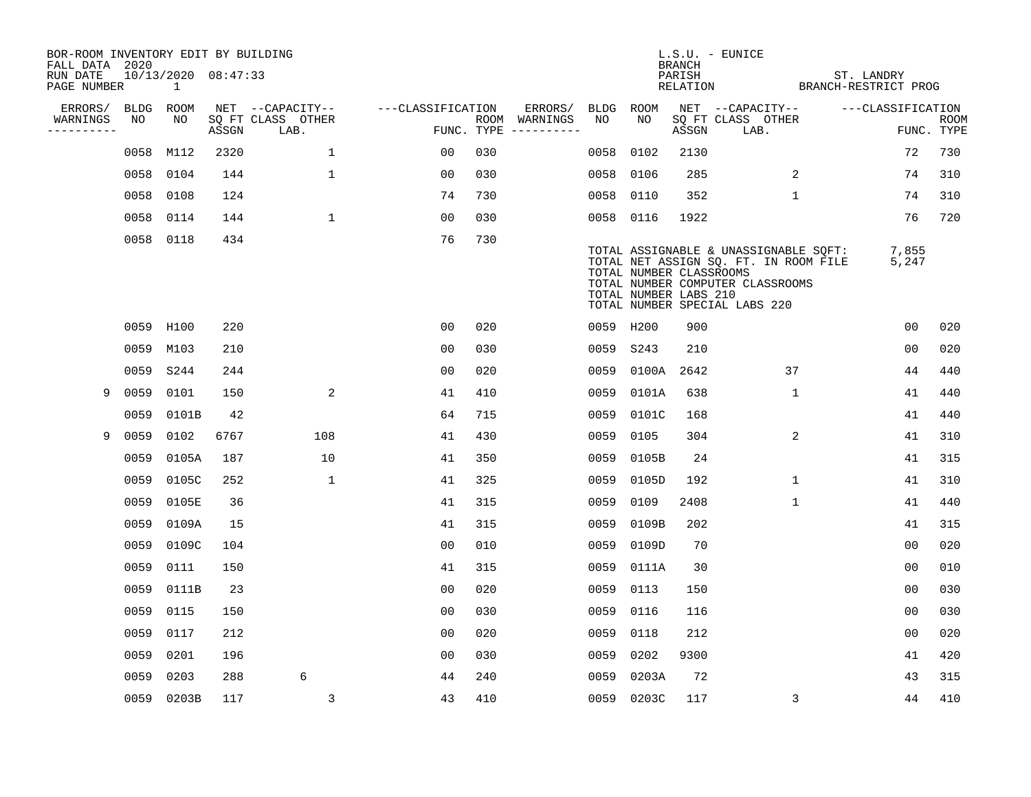BOR-ROOM INVENTORY EDIT BY BUILDING
FALL DATA 2020
RUN DATE 10/13/2020 08:47:33

L.S.U. - EUNICE
BRANCH
PARISH ST. LANDRY
RELATION BRANCH-RESTRICT PROG

| ERRORS/ WARNINGS | BLDG NO | ROOM NO | NET SQ FT ASSGN | CAPACITY CLASS LAB. | CAPACITY OTHER | CLASSIFICATION FUNC. | ROOM TYPE | ERRORS/ WARNINGS | BLDG NO | ROOM NO | NET SQ FT ASSGN | CAPACITY CLASS LAB. | CAPACITY OTHER | CLASSIFICATION FUNC. | ROOM TYPE |
|---|---|---|---|---|---|---|---|---|---|---|---|---|---|---|---|
| | 0058 | M112 | 2320 | | 1 | 00 | 030 | | 0058 | 0102 | 2130 | | | 72 | 730 |
| | 0058 | 0104 | 144 | | 1 | 00 | 030 | | 0058 | 0106 | 285 | | 2 | 74 | 310 |
| | 0058 | 0108 | 124 | | | 74 | 730 | | 0058 | 0110 | 352 | | 1 | 74 | 310 |
| | 0058 | 0114 | 144 | | 1 | 00 | 030 | | 0058 | 0116 | 1922 | | | 76 | 720 |
| | 0058 | 0118 | 434 | | | 76 | 730 | | | | | | | | |

TOTAL ASSIGNABLE & UNASSIGNABLE SQFT: 7,855
TOTAL NET ASSIGN SQ. FT. IN ROOM FILE 5,247
TOTAL NUMBER CLASSROOMS
TOTAL NUMBER COMPUTER CLASSROOMS
TOTAL NUMBER LABS 210
TOTAL NUMBER SPECIAL LABS 220

| ERRORS/ WARNINGS | BLDG NO | ROOM NO | NET SQ FT ASSGN | CAPACITY CLASS LAB. | CAPACITY OTHER | CLASSIFICATION FUNC. | ROOM TYPE | ERRORS/ WARNINGS | BLDG NO | ROOM NO | NET SQ FT ASSGN | CAPACITY CLASS LAB. | CAPACITY OTHER | CLASSIFICATION FUNC. | ROOM TYPE |
|---|---|---|---|---|---|---|---|---|---|---|---|---|---|---|---|
| | 0059 | H100 | 220 | | | 00 | 020 | | 0059 | H200 | 900 | | | 00 | 020 |
| | 0059 | M103 | 210 | | | 00 | 030 | | 0059 | S243 | 210 | | | 00 | 020 |
| | 0059 | S244 | 244 | | | 00 | 020 | | 0059 | 0100A | 2642 | | 37 | 44 | 440 |
| 9 | 0059 | 0101 | 150 | | 2 | 41 | 410 | | 0059 | 0101A | 638 | | 1 | 41 | 440 |
| | 0059 | 0101B | 42 | | | 64 | 715 | | 0059 | 0101C | 168 | | | 41 | 440 |
| 9 | 0059 | 0102 | 6767 | | 108 | 41 | 430 | | 0059 | 0105 | 304 | | 2 | 41 | 310 |
| | 0059 | 0105A | 187 | | 10 | 41 | 350 | | 0059 | 0105B | 24 | | | 41 | 315 |
| | 0059 | 0105C | 252 | | 1 | 41 | 325 | | 0059 | 0105D | 192 | | 1 | 41 | 310 |
| | 0059 | 0105E | 36 | | | 41 | 315 | | 0059 | 0109 | 2408 | | 1 | 41 | 440 |
| | 0059 | 0109A | 15 | | | 41 | 315 | | 0059 | 0109B | 202 | | | 41 | 315 |
| | 0059 | 0109C | 104 | | | 00 | 010 | | 0059 | 0109D | 70 | | | 00 | 020 |
| | 0059 | 0111 | 150 | | | 41 | 315 | | 0059 | 0111A | 30 | | | 00 | 010 |
| | 0059 | 0111B | 23 | | | 00 | 020 | | 0059 | 0113 | 150 | | | 00 | 030 |
| | 0059 | 0115 | 150 | | | 00 | 030 | | 0059 | 0116 | 116 | | | 00 | 030 |
| | 0059 | 0117 | 212 | | | 00 | 020 | | 0059 | 0118 | 212 | | | 00 | 020 |
| | 0059 | 0201 | 196 | | | 00 | 030 | | 0059 | 0202 | 9300 | | | 41 | 420 |
| | 0059 | 0203 | 288 | 6 | | 44 | 240 | | 0059 | 0203A | 72 | | | 43 | 315 |
| | 0059 | 0203B | 117 | | 3 | 43 | 410 | | 0059 | 0203C | 117 | | 3 | 44 | 410 |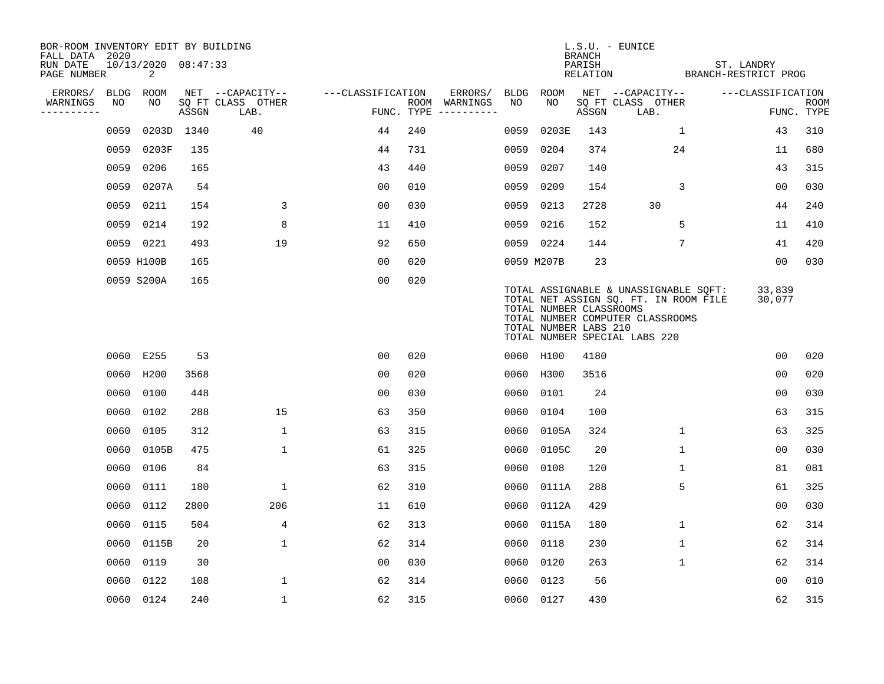BOR-ROOM INVENTORY EDIT BY BUILDING
FALL DATA 2020
RUN DATE 10/13/2020 08:47:33

L.S.U. - EUNICE
BRANCH
PARISH ST. LANDRY
RELATION BRANCH-RESTRICT PROG

| ERRORS/ WARNINGS | BLDG NO | ROOM NO | NET SQ FT ASSGN | CAPACITY CLASS | CAPACITY OTHER LAB. | FUNC. | ROOM TYPE | ERRORS/ WARNINGS | BLDG NO | ROOM NO | NET SQ FT ASSGN | CAPACITY CLASS | CAPACITY OTHER LAB. | FUNC. | ROOM TYPE |
|---|---|---|---|---|---|---|---|---|---|---|---|---|---|---|---|
| | 0059 | 0203D | 1340 | 40 | | 44 | 240 | | 0059 | 0203E | 143 | | 1 | 43 | 310 |
| | 0059 | 0203F | 135 | | | 44 | 731 | | 0059 | 0204 | 374 | | 24 | 11 | 680 |
| | 0059 | 0206 | 165 | | | 43 | 440 | | 0059 | 0207 | 140 | | | 43 | 315 |
| | 0059 | 0207A | 54 | | | 00 | 010 | | 0059 | 0209 | 154 | | 3 | 00 | 030 |
| | 0059 | 0211 | 154 | | 3 | 00 | 030 | | 0059 | 0213 | 2728 | 30 | | 44 | 240 |
| | 0059 | 0214 | 192 | | 8 | 11 | 410 | | 0059 | 0216 | 152 | | 5 | 11 | 410 |
| | 0059 | 0221 | 493 | | 19 | 92 | 650 | | 0059 | 0224 | 144 | | 7 | 41 | 420 |
| | 0059 | H100B | 165 | | | 00 | 020 | | 0059 | M207B | 23 | | | 00 | 030 |
| | 0059 | S200A | 165 | | | 00 | 020 | | | | | | | | |

TOTAL ASSIGNABLE & UNASSIGNABLE SQFT: 33,839
TOTAL NET ASSIGN SQ. FT. IN ROOM FILE 30,077
TOTAL NUMBER CLASSROOMS
TOTAL NUMBER COMPUTER CLASSROOMS
TOTAL NUMBER LABS 210
TOTAL NUMBER SPECIAL LABS 220

| ERRORS/ WARNINGS | BLDG NO | ROOM NO | NET SQ FT ASSGN | CAPACITY CLASS | CAPACITY OTHER LAB. | FUNC. | ROOM TYPE | ERRORS/ WARNINGS | BLDG NO | ROOM NO | NET SQ FT ASSGN | CAPACITY CLASS | CAPACITY OTHER LAB. | FUNC. | ROOM TYPE |
|---|---|---|---|---|---|---|---|---|---|---|---|---|---|---|---|
| | 0060 | E255 | 53 | | | 00 | 020 | | 0060 | H100 | 4180 | | | 00 | 020 |
| | 0060 | H200 | 3568 | | | 00 | 020 | | 0060 | H300 | 3516 | | | 00 | 020 |
| | 0060 | 0100 | 448 | | | 00 | 030 | | 0060 | 0101 | 24 | | | 00 | 030 |
| | 0060 | 0102 | 288 | | 15 | 63 | 350 | | 0060 | 0104 | 100 | | | 63 | 315 |
| | 0060 | 0105 | 312 | | 1 | 63 | 315 | | 0060 | 0105A | 324 | | 1 | 63 | 325 |
| | 0060 | 0105B | 475 | | 1 | 61 | 325 | | 0060 | 0105C | 20 | | 1 | 00 | 030 |
| | 0060 | 0106 | 84 | | | 63 | 315 | | 0060 | 0108 | 120 | | 1 | 81 | 081 |
| | 0060 | 0111 | 180 | | 1 | 62 | 310 | | 0060 | 0111A | 288 | | 5 | 61 | 325 |
| | 0060 | 0112 | 2800 | | 206 | 11 | 610 | | 0060 | 0112A | 429 | | | 00 | 030 |
| | 0060 | 0115 | 504 | | 4 | 62 | 313 | | 0060 | 0115A | 180 | | 1 | 62 | 314 |
| | 0060 | 0115B | 20 | | 1 | 62 | 314 | | 0060 | 0118 | 230 | | 1 | 62 | 314 |
| | 0060 | 0119 | 30 | | | 00 | 030 | | 0060 | 0120 | 263 | | 1 | 62 | 314 |
| | 0060 | 0122 | 108 | | 1 | 62 | 314 | | 0060 | 0123 | 56 | | | 00 | 010 |
| | 0060 | 0124 | 240 | | 1 | 62 | 315 | | 0060 | 0127 | 430 | | | 62 | 315 |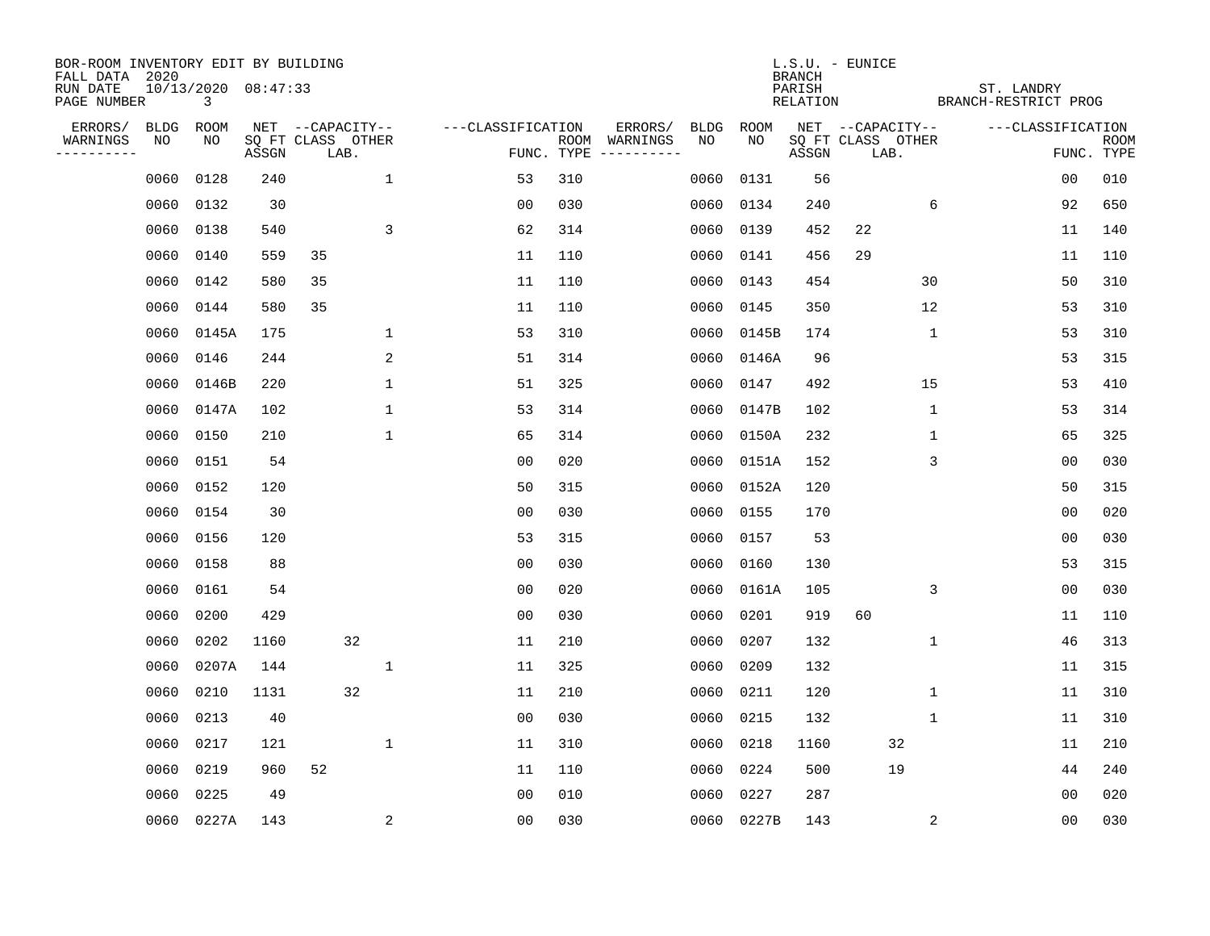BOR-ROOM INVENTORY EDIT BY BUILDING
FALL DATA 2020
RUN DATE 10/13/2020 08:47:33
PAGE NUMBER 3

L.S.U. - EUNICE
BRANCH
PARISH ST. LANDRY
RELATION BRANCH-RESTRICT PROG

| ERRORS/ WARNINGS | BLDG NO | ROOM NO | NET SQ FT ASSGN | CAPACITY CLASS | CAPACITY LAB | CAPACITY OTHER | CLASSIFICATION FUNC. | ROOM TYPE | ERRORS/ WARNINGS | BLDG NO | ROOM NO | NET SQ FT ASSGN | CAPACITY CLASS | CAPACITY LAB | CAPACITY OTHER | CLASSIFICATION FUNC. | ROOM TYPE |
|---|---|---|---|---|---|---|---|---|---|---|---|---|---|---|---|---|---|
| | 0060 | 0128 | 240 | | | 1 | 53 | 310 | | 0060 | 0131 | 56 | | | | 00 | 010 |
| | 0060 | 0132 | 30 | | | | 00 | 030 | | 0060 | 0134 | 240 | | | 6 | 92 | 650 |
| | 0060 | 0138 | 540 | | | 3 | 62 | 314 | | 0060 | 0139 | 452 | 22 | | | 11 | 140 |
| | 0060 | 0140 | 559 | 35 | | | 11 | 110 | | 0060 | 0141 | 456 | 29 | | | 11 | 110 |
| | 0060 | 0142 | 580 | 35 | | | 11 | 110 | | 0060 | 0143 | 454 | | | 30 | 50 | 310 |
| | 0060 | 0144 | 580 | 35 | | | 11 | 110 | | 0060 | 0145 | 350 | | | 12 | 53 | 310 |
| | 0060 | 0145A | 175 | | | 1 | 53 | 310 | | 0060 | 0145B | 174 | | | 1 | 53 | 310 |
| | 0060 | 0146 | 244 | | | 2 | 51 | 314 | | 0060 | 0146A | 96 | | | | 53 | 315 |
| | 0060 | 0146B | 220 | | | 1 | 51 | 325 | | 0060 | 0147 | 492 | | | 15 | 53 | 410 |
| | 0060 | 0147A | 102 | | | 1 | 53 | 314 | | 0060 | 0147B | 102 | | | 1 | 53 | 314 |
| | 0060 | 0150 | 210 | | | 1 | 65 | 314 | | 0060 | 0150A | 232 | | | 1 | 65 | 325 |
| | 0060 | 0151 | 54 | | | | 00 | 020 | | 0060 | 0151A | 152 | | | 3 | 00 | 030 |
| | 0060 | 0152 | 120 | | | | 50 | 315 | | 0060 | 0152A | 120 | | | | 50 | 315 |
| | 0060 | 0154 | 30 | | | | 00 | 030 | | 0060 | 0155 | 170 | | | | 00 | 020 |
| | 0060 | 0156 | 120 | | | | 53 | 315 | | 0060 | 0157 | 53 | | | | 00 | 030 |
| | 0060 | 0158 | 88 | | | | 00 | 030 | | 0060 | 0160 | 130 | | | | 53 | 315 |
| | 0060 | 0161 | 54 | | | | 00 | 020 | | 0060 | 0161A | 105 | | | 3 | 00 | 030 |
| | 0060 | 0200 | 429 | | | | 00 | 030 | | 0060 | 0201 | 919 | 60 | | | 11 | 110 |
| | 0060 | 0202 | 1160 | | 32 | | 11 | 210 | | 0060 | 0207 | 132 | | | 1 | 46 | 313 |
| | 0060 | 0207A | 144 | | | 1 | 11 | 325 | | 0060 | 0209 | 132 | | | | 11 | 315 |
| | 0060 | 0210 | 1131 | | 32 | | 11 | 210 | | 0060 | 0211 | 120 | | | 1 | 11 | 310 |
| | 0060 | 0213 | 40 | | | | 00 | 030 | | 0060 | 0215 | 132 | | | 1 | 11 | 310 |
| | 0060 | 0217 | 121 | | | 1 | 11 | 310 | | 0060 | 0218 | 1160 | | 32 | | 11 | 210 |
| | 0060 | 0219 | 960 | 52 | | | 11 | 110 | | 0060 | 0224 | 500 | | 19 | | 44 | 240 |
| | 0060 | 0225 | 49 | | | | 00 | 010 | | 0060 | 0227 | 287 | | | | 00 | 020 |
| | 0060 | 0227A | 143 | | | 2 | 00 | 030 | | 0060 | 0227B | 143 | | | 2 | 00 | 030 |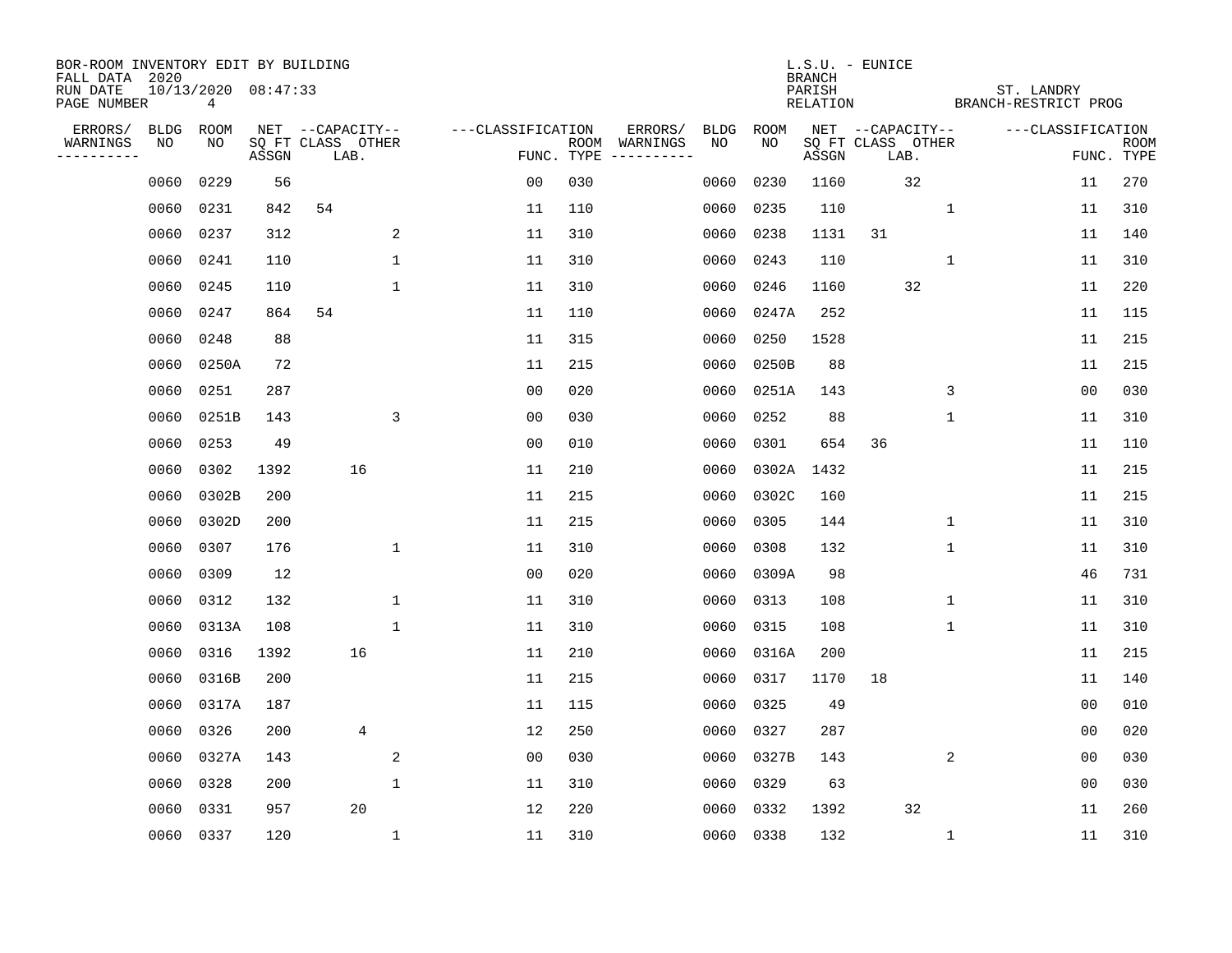BOR-ROOM INVENTORY EDIT BY BUILDING
FALL DATA 2020
RUN DATE 10/13/2020 08:47:33
PAGE NUMBER 4

L.S.U. - EUNICE
BRANCH
PARISH ST. LANDRY
RELATION BRANCH-RESTRICT PROG

| ERRORS/ WARNINGS | BLDG NO | ROOM NO | NET SQ FT ASSGN | CAPACITY CLASS | CAPACITY LAB. | CAPACITY OTHER | CLASSIFICATION FUNC. | ROOM TYPE | ERRORS/ WARNINGS | BLDG NO | ROOM NO | NET SQ FT ASSGN | CAPACITY CLASS | CAPACITY LAB. | CAPACITY OTHER | CLASSIFICATION FUNC. | ROOM TYPE |
|---|---|---|---|---|---|---|---|---|---|---|---|---|---|---|---|---|---|
| | 0060 | 0229 | 56 | | | | 00 | 030 | | 0060 | 0230 | 1160 | | 32 | | 11 | 270 |
| | 0060 | 0231 | 842 | 54 | | | 11 | 110 | | 0060 | 0235 | 110 | | | 1 | 11 | 310 |
| | 0060 | 0237 | 312 | | | 2 | 11 | 310 | | 0060 | 0238 | 1131 | 31 | | | 11 | 140 |
| | 0060 | 0241 | 110 | | | 1 | 11 | 310 | | 0060 | 0243 | 110 | | | 1 | 11 | 310 |
| | 0060 | 0245 | 110 | | | 1 | 11 | 310 | | 0060 | 0246 | 1160 | | 32 | | 11 | 220 |
| | 0060 | 0247 | 864 | 54 | | | 11 | 110 | | 0060 | 0247A | 252 | | | | 11 | 115 |
| | 0060 | 0248 | 88 | | | | 11 | 315 | | 0060 | 0250 | 1528 | | | | 11 | 215 |
| | 0060 | 0250A | 72 | | | | 11 | 215 | | 0060 | 0250B | 88 | | | | 11 | 215 |
| | 0060 | 0251 | 287 | | | | 00 | 020 | | 0060 | 0251A | 143 | | | 3 | 00 | 030 |
| | 0060 | 0251B | 143 | | | 3 | 00 | 030 | | 0060 | 0252 | 88 | | | 1 | 11 | 310 |
| | 0060 | 0253 | 49 | | | | 00 | 010 | | 0060 | 0301 | 654 | 36 | | | 11 | 110 |
| | 0060 | 0302 | 1392 | | 16 | | 11 | 210 | | 0060 | 0302A | 1432 | | | | 11 | 215 |
| | 0060 | 0302B | 200 | | | | 11 | 215 | | 0060 | 0302C | 160 | | | | 11 | 215 |
| | 0060 | 0302D | 200 | | | | 11 | 215 | | 0060 | 0305 | 144 | | | 1 | 11 | 310 |
| | 0060 | 0307 | 176 | | | 1 | 11 | 310 | | 0060 | 0308 | 132 | | | 1 | 11 | 310 |
| | 0060 | 0309 | 12 | | | | 00 | 020 | | 0060 | 0309A | 98 | | | | 46 | 731 |
| | 0060 | 0312 | 132 | | | 1 | 11 | 310 | | 0060 | 0313 | 108 | | | 1 | 11 | 310 |
| | 0060 | 0313A | 108 | | | 1 | 11 | 310 | | 0060 | 0315 | 108 | | | 1 | 11 | 310 |
| | 0060 | 0316 | 1392 | | 16 | | 11 | 210 | | 0060 | 0316A | 200 | | | | 11 | 215 |
| | 0060 | 0316B | 200 | | | | 11 | 215 | | 0060 | 0317 | 1170 | 18 | | | 11 | 140 |
| | 0060 | 0317A | 187 | | | | 11 | 115 | | 0060 | 0325 | 49 | | | | 00 | 010 |
| | 0060 | 0326 | 200 | | 4 | | 12 | 250 | | 0060 | 0327 | 287 | | | | 00 | 020 |
| | 0060 | 0327A | 143 | | | 2 | 00 | 030 | | 0060 | 0327B | 143 | | | 2 | 00 | 030 |
| | 0060 | 0328 | 200 | | | 1 | 11 | 310 | | 0060 | 0329 | 63 | | | | 00 | 030 |
| | 0060 | 0331 | 957 | | 20 | | 12 | 220 | | 0060 | 0332 | 1392 | | 32 | | 11 | 260 |
| | 0060 | 0337 | 120 | | | 1 | 11 | 310 | | 0060 | 0338 | 132 | | | 1 | 11 | 310 |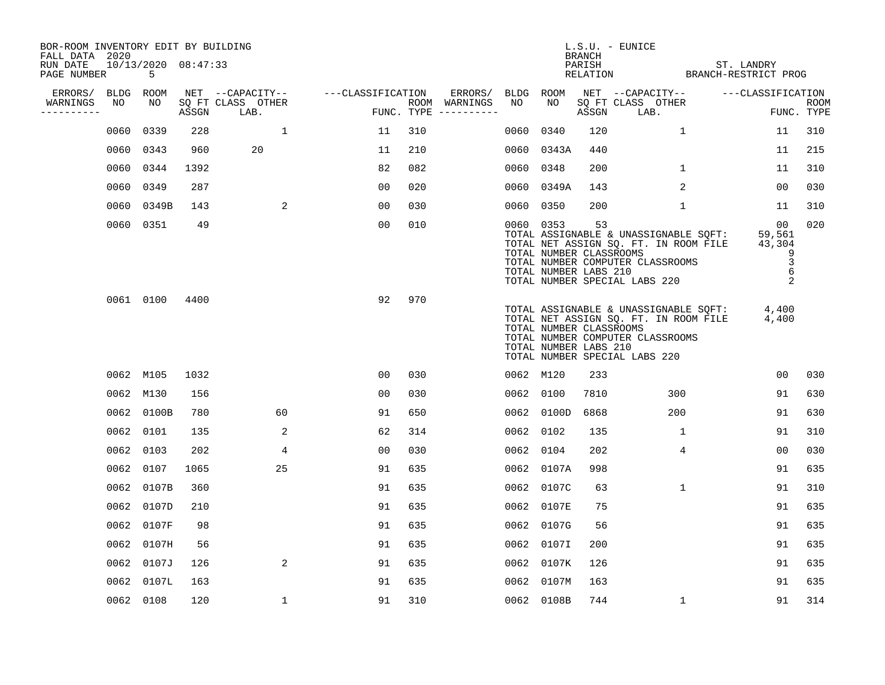BOR-ROOM INVENTORY EDIT BY BUILDING
FALL DATA 2020
RUN DATE 10/13/2020 08:47:33

L.S.U. - EUNICE
BRANCH
PARISH ST. LANDRY
RELATION BRANCH-RESTRICT PROG

| ERRORS/ WARNINGS | BLDG NO | ROOM NO | NET SQ FT ASSGN | CAPACITY CLASS LAB. | CAPACITY OTHER | CLASSIFICATION FUNC. | ROOM TYPE | ERRORS/ WARNINGS | BLDG NO | ROOM NO | NET SQ FT ASSGN | CAPACITY CLASS LAB. | CAPACITY OTHER | CLASSIFICATION FUNC. | ROOM TYPE |
|---|---|---|---|---|---|---|---|---|---|---|---|---|---|---|---|
| | 0060 | 0339 | 228 | | 1 | 11 | 310 | | 0060 | 0340 | 120 | | 1 | 11 | 310 |
| | 0060 | 0343 | 960 | 20 | | 11 | 210 | | 0060 | 0343A | 440 | | | 11 | 215 |
| | 0060 | 0344 | 1392 | | | 82 | 082 | | 0060 | 0348 | 200 | | 1 | 11 | 310 |
| | 0060 | 0349 | 287 | | | 00 | 020 | | 0060 | 0349A | 143 | | 2 | 00 | 030 |
| | 0060 | 0349B | 143 | | 2 | 00 | 030 | | 0060 | 0350 | 200 | | 1 | 11 | 310 |
| | 0060 | 0351 | 49 | | | 00 | 010 | | 0060 | 0353 | 53 | | | 00 | 020 |

TOTAL ASSIGNABLE & UNASSIGNABLE SQFT: 59,561
TOTAL NET ASSIGN SQ. FT. IN ROOM FILE 43,304
TOTAL NUMBER CLASSROOMS 9
TOTAL NUMBER COMPUTER CLASSROOMS 3
TOTAL NUMBER LABS 210 6
TOTAL NUMBER SPECIAL LABS 220 2

| ERRORS/ WARNINGS | BLDG NO | ROOM NO | NET SQ FT ASSGN | CAPACITY CLASS LAB. | CAPACITY OTHER | CLASSIFICATION FUNC. | ROOM TYPE |
|---|---|---|---|---|---|---|---|
| | 0061 | 0100 | 4400 | | | 92 | 970 |

TOTAL ASSIGNABLE & UNASSIGNABLE SQFT: 4,400
TOTAL NET ASSIGN SQ. FT. IN ROOM FILE 4,400
TOTAL NUMBER CLASSROOMS
TOTAL NUMBER COMPUTER CLASSROOMS
TOTAL NUMBER LABS 210
TOTAL NUMBER SPECIAL LABS 220

| ERRORS/ WARNINGS | BLDG NO | ROOM NO | NET SQ FT ASSGN | CAPACITY CLASS LAB. | CAPACITY OTHER | CLASSIFICATION FUNC. | ROOM TYPE | ERRORS/ WARNINGS | BLDG NO | ROOM NO | NET SQ FT ASSGN | CAPACITY CLASS LAB. | CAPACITY OTHER | CLASSIFICATION FUNC. | ROOM TYPE |
|---|---|---|---|---|---|---|---|---|---|---|---|---|---|---|---|
| | 0062 | M105 | 1032 | | | 00 | 030 | | 0062 | M120 | 233 | | | 00 | 030 |
| | 0062 | M130 | 156 | | | 00 | 030 | | 0062 | 0100 | 7810 | | 300 | 91 | 630 |
| | 0062 | 0100B | 780 | | 60 | 91 | 650 | | 0062 | 0100D | 6868 | | 200 | 91 | 630 |
| | 0062 | 0101 | 135 | | 2 | 62 | 314 | | 0062 | 0102 | 135 | | 1 | 91 | 310 |
| | 0062 | 0103 | 202 | | 4 | 00 | 030 | | 0062 | 0104 | 202 | | 4 | 00 | 030 |
| | 0062 | 0107 | 1065 | | 25 | 91 | 635 | | 0062 | 0107A | 998 | | | 91 | 635 |
| | 0062 | 0107B | 360 | | | 91 | 635 | | 0062 | 0107C | 63 | | 1 | 91 | 310 |
| | 0062 | 0107D | 210 | | | 91 | 635 | | 0062 | 0107E | 75 | | | 91 | 635 |
| | 0062 | 0107F | 98 | | | 91 | 635 | | 0062 | 0107G | 56 | | | 91 | 635 |
| | 0062 | 0107H | 56 | | | 91 | 635 | | 0062 | 0107I | 200 | | | 91 | 635 |
| | 0062 | 0107J | 126 | | 2 | 91 | 635 | | 0062 | 0107K | 126 | | | 91 | 635 |
| | 0062 | 0107L | 163 | | | 91 | 635 | | 0062 | 0107M | 163 | | | 91 | 635 |
| | 0062 | 0108 | 120 | | 1 | 91 | 310 | | 0062 | 0108B | 744 | | 1 | 91 | 314 |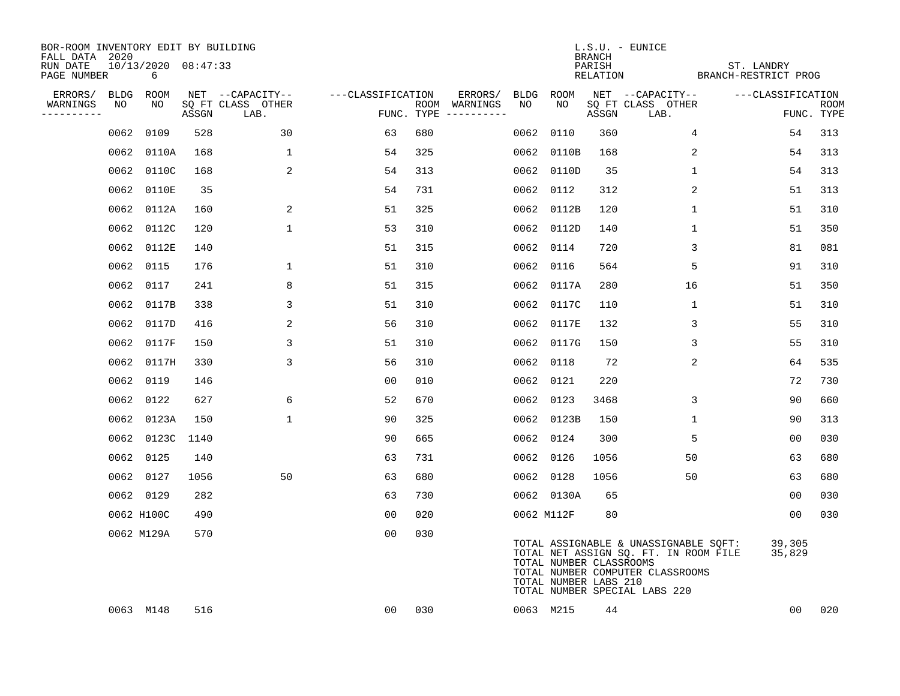BOR-ROOM INVENTORY EDIT BY BUILDING
FALL DATA 2020
RUN DATE 10/13/2020 08:47:33
PAGE NUMBER 6

L.S.U. - EUNICE
BRANCH
PARISH ST. LANDRY
RELATION BRANCH-RESTRICT PROG

| ERRORS/ WARNINGS | BLDG NO | ROOM NO | NET SQ FT ASSGN | CAPACITY CLASS LAB. | CAPACITY OTHER | CLASSIFICATION FUNC. | ROOM TYPE | ERRORS/ WARNINGS | BLDG NO | ROOM NO | NET SQ FT ASSGN | CAPACITY CLASS LAB. | CAPACITY OTHER | CLASSIFICATION FUNC. | ROOM TYPE |
|---|---|---|---|---|---|---|---|---|---|---|---|---|---|---|---|
| | 0062 | 0109 | 528 | | 30 | 63 | 680 | | 0062 | 0110 | 360 | | 4 | 54 | 313 |
| | 0062 | 0110A | 168 | | 1 | 54 | 325 | | 0062 | 0110B | 168 | | 2 | 54 | 313 |
| | 0062 | 0110C | 168 | | 2 | 54 | 313 | | 0062 | 0110D | 35 | | 1 | 54 | 313 |
| | 0062 | 0110E | 35 | | | 54 | 731 | | 0062 | 0112 | 312 | | 2 | 51 | 313 |
| | 0062 | 0112A | 160 | | 2 | 51 | 325 | | 0062 | 0112B | 120 | | 1 | 51 | 310 |
| | 0062 | 0112C | 120 | | 1 | 53 | 310 | | 0062 | 0112D | 140 | | 1 | 51 | 350 |
| | 0062 | 0112E | 140 | | | 51 | 315 | | 0062 | 0114 | 720 | | 3 | 81 | 081 |
| | 0062 | 0115 | 176 | | 1 | 51 | 310 | | 0062 | 0116 | 564 | | 5 | 91 | 310 |
| | 0062 | 0117 | 241 | | 8 | 51 | 315 | | 0062 | 0117A | 280 | | 16 | 51 | 350 |
| | 0062 | 0117B | 338 | | 3 | 51 | 310 | | 0062 | 0117C | 110 | | 1 | 51 | 310 |
| | 0062 | 0117D | 416 | | 2 | 56 | 310 | | 0062 | 0117E | 132 | | 3 | 55 | 310 |
| | 0062 | 0117F | 150 | | 3 | 51 | 310 | | 0062 | 0117G | 150 | | 3 | 55 | 310 |
| | 0062 | 0117H | 330 | | 3 | 56 | 310 | | 0062 | 0118 | 72 | | 2 | 64 | 535 |
| | 0062 | 0119 | 146 | | | 00 | 010 | | 0062 | 0121 | 220 | | | 72 | 730 |
| | 0062 | 0122 | 627 | | 6 | 52 | 670 | | 0062 | 0123 | 3468 | | 3 | 90 | 660 |
| | 0062 | 0123A | 150 | | 1 | 90 | 325 | | 0062 | 0123B | 150 | | 1 | 90 | 313 |
| | 0062 | 0123C | 1140 | | | 90 | 665 | | 0062 | 0124 | 300 | | 5 | 00 | 030 |
| | 0062 | 0125 | 140 | | | 63 | 731 | | 0062 | 0126 | 1056 | | 50 | 63 | 680 |
| | 0062 | 0127 | 1056 | | 50 | 63 | 680 | | 0062 | 0128 | 1056 | | 50 | 63 | 680 |
| | 0062 | 0129 | 282 | | | 63 | 730 | | 0062 | 0130A | 65 | | | 00 | 030 |
| | 0062 | H100C | 490 | | | 00 | 020 | | 0062 | M112F | 80 | | | 00 | 030 |
| | 0062 | M129A | 570 | | | 00 | 030 | | | | | | | | |

TOTAL ASSIGNABLE & UNASSIGNABLE SQFT: 39,305
TOTAL NET ASSIGN SQ. FT. IN ROOM FILE 35,829
TOTAL NUMBER CLASSROOMS
TOTAL NUMBER COMPUTER CLASSROOMS
TOTAL NUMBER LABS 210
TOTAL NUMBER SPECIAL LABS 220

| ERRORS/ WARNINGS | BLDG NO | ROOM NO | NET SQ FT ASSGN | CAPACITY CLASS LAB. | CAPACITY OTHER | CLASSIFICATION FUNC. | ROOM TYPE | ERRORS/ WARNINGS | BLDG NO | ROOM NO | NET SQ FT ASSGN | CAPACITY CLASS LAB. | CAPACITY OTHER | CLASSIFICATION FUNC. | ROOM TYPE |
|---|---|---|---|---|---|---|---|---|---|---|---|---|---|---|---|
| | 0063 | M148 | 516 | | | 00 | 030 | | 0063 | M215 | 44 | | | 00 | 020 |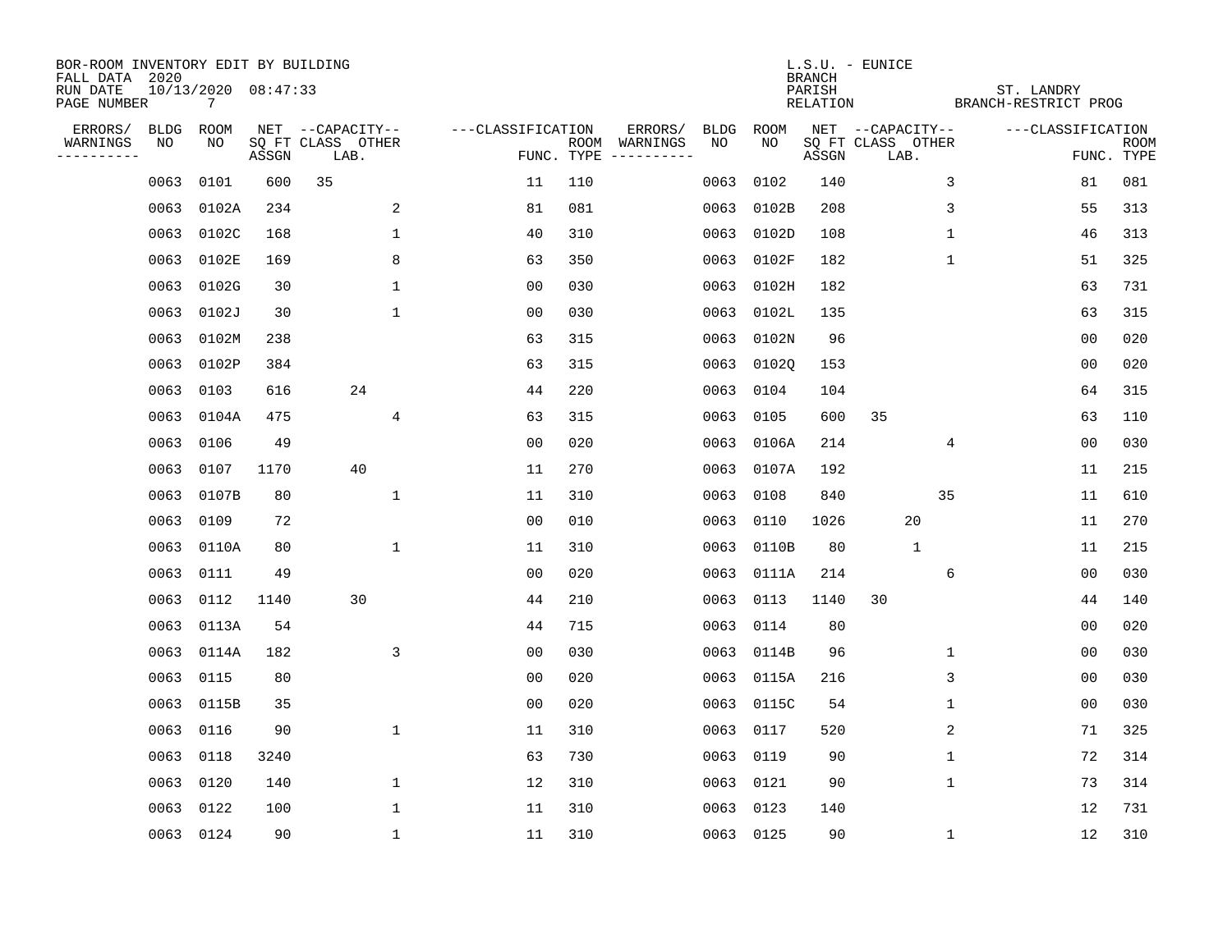BOR-ROOM INVENTORY EDIT BY BUILDING
FALL DATA 2020
RUN DATE 10/13/2020 08:47:33
PAGE NUMBER 7

L.S.U. - EUNICE
BRANCH
PARISH ST. LANDRY
RELATION BRANCH-RESTRICT PROG

| ERRORS/ WARNINGS | BLDG NO | ROOM NO | NET SQ FT ASSGN | CAPACITY CLASS | CAPACITY LAB. | CAPACITY OTHER | CLASSIFICATION FUNC. | ROOM TYPE | ERRORS/ WARNINGS | BLDG NO | ROOM NO | NET SQ FT ASSGN | CAPACITY CLASS | CAPACITY LAB. | CAPACITY OTHER | CLASSIFICATION FUNC. | ROOM TYPE |
|---|---|---|---|---|---|---|---|---|---|---|---|---|---|---|---|---|---|
| | 0063 | 0101 | 600 | 35 | | | 11 | 110 | | 0063 | 0102 | 140 | | | 3 | 81 | 081 |
| | 0063 | 0102A | 234 | | | 2 | 81 | 081 | | 0063 | 0102B | 208 | | | 3 | 55 | 313 |
| | 0063 | 0102C | 168 | | | 1 | 40 | 310 | | 0063 | 0102D | 108 | | | 1 | 46 | 313 |
| | 0063 | 0102E | 169 | | | 8 | 63 | 350 | | 0063 | 0102F | 182 | | | 1 | 51 | 325 |
| | 0063 | 0102G | 30 | | | 1 | 00 | 030 | | 0063 | 0102H | 182 | | | | 63 | 731 |
| | 0063 | 0102J | 30 | | | 1 | 00 | 030 | | 0063 | 0102L | 135 | | | | 63 | 315 |
| | 0063 | 0102M | 238 | | | | 63 | 315 | | 0063 | 0102N | 96 | | | | 00 | 020 |
| | 0063 | 0102P | 384 | | | | 63 | 315 | | 0063 | 0102Q | 153 | | | | 00 | 020 |
| | 0063 | 0103 | 616 | | 24 | | 44 | 220 | | 0063 | 0104 | 104 | | | | 64 | 315 |
| | 0063 | 0104A | 475 | | | 4 | 63 | 315 | | 0063 | 0105 | 600 | 35 | | | 63 | 110 |
| | 0063 | 0106 | 49 | | | | 00 | 020 | | 0063 | 0106A | 214 | | | 4 | 00 | 030 |
| | 0063 | 0107 | 1170 | | 40 | | 11 | 270 | | 0063 | 0107A | 192 | | | | 11 | 215 |
| | 0063 | 0107B | 80 | | | 1 | 11 | 310 | | 0063 | 0108 | 840 | | | 35 | 11 | 610 |
| | 0063 | 0109 | 72 | | | | 00 | 010 | | 0063 | 0110 | 1026 | | 20 | | 11 | 270 |
| | 0063 | 0110A | 80 | | | 1 | 11 | 310 | | 0063 | 0110B | 80 | | 1 | | 11 | 215 |
| | 0063 | 0111 | 49 | | | | 00 | 020 | | 0063 | 0111A | 214 | | | 6 | 00 | 030 |
| | 0063 | 0112 | 1140 | | 30 | | 44 | 210 | | 0063 | 0113 | 1140 | 30 | | | 44 | 140 |
| | 0063 | 0113A | 54 | | | | 44 | 715 | | 0063 | 0114 | 80 | | | | 00 | 020 |
| | 0063 | 0114A | 182 | | | 3 | 00 | 030 | | 0063 | 0114B | 96 | | | 1 | 00 | 030 |
| | 0063 | 0115 | 80 | | | | 00 | 020 | | 0063 | 0115A | 216 | | | 3 | 00 | 030 |
| | 0063 | 0115B | 35 | | | | 00 | 020 | | 0063 | 0115C | 54 | | | 1 | 00 | 030 |
| | 0063 | 0116 | 90 | | | 1 | 11 | 310 | | 0063 | 0117 | 520 | | | 2 | 71 | 325 |
| | 0063 | 0118 | 3240 | | | | 63 | 730 | | 0063 | 0119 | 90 | | | 1 | 72 | 314 |
| | 0063 | 0120 | 140 | | | 1 | 12 | 310 | | 0063 | 0121 | 90 | | | 1 | 73 | 314 |
| | 0063 | 0122 | 100 | | | 1 | 11 | 310 | | 0063 | 0123 | 140 | | | | 12 | 731 |
| | 0063 | 0124 | 90 | | | 1 | 11 | 310 | | 0063 | 0125 | 90 | | | 1 | 12 | 310 |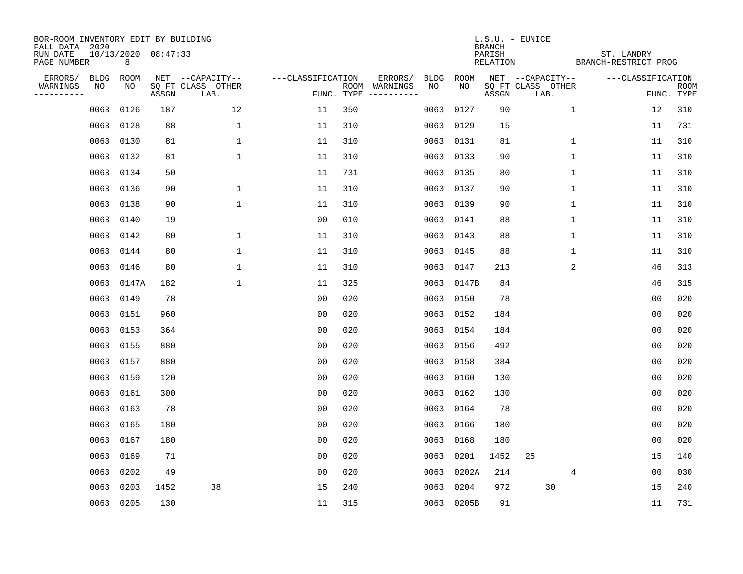BOR-ROOM INVENTORY EDIT BY BUILDING
FALL DATA 2020
RUN DATE 10/13/2020 08:47:33
PAGE NUMBER 8

L.S.U. - EUNICE
BRANCH
PARISH ST. LANDRY
RELATION BRANCH-RESTRICT PROG

| ERRORS/ WARNINGS | BLDG NO | ROOM NO | NET SQ FT ASSGN | CAPACITY CLASS | CAPACITY OTHER LAB. | CLASSIFICATION FUNC. | ROOM TYPE | ERRORS/ WARNINGS | BLDG NO | ROOM NO | NET SQ FT ASSGN | CAPACITY CLASS | CAPACITY OTHER LAB. | CLASSIFICATION FUNC. | ROOM TYPE |
|---|---|---|---|---|---|---|---|---|---|---|---|---|---|---|---|
| | 0063 | 0126 | 187 | | 12 | 11 | 350 | | 0063 | 0127 | 90 | | 1 | 12 | 310 |
| | 0063 | 0128 | 88 | | 1 | 11 | 310 | | 0063 | 0129 | 15 | | | 11 | 731 |
| | 0063 | 0130 | 81 | | 1 | 11 | 310 | | 0063 | 0131 | 81 | | 1 | 11 | 310 |
| | 0063 | 0132 | 81 | | 1 | 11 | 310 | | 0063 | 0133 | 90 | | 1 | 11 | 310 |
| | 0063 | 0134 | 50 | | | 11 | 731 | | 0063 | 0135 | 80 | | 1 | 11 | 310 |
| | 0063 | 0136 | 90 | | 1 | 11 | 310 | | 0063 | 0137 | 90 | | 1 | 11 | 310 |
| | 0063 | 0138 | 90 | | 1 | 11 | 310 | | 0063 | 0139 | 90 | | 1 | 11 | 310 |
| | 0063 | 0140 | 19 | | | 00 | 010 | | 0063 | 0141 | 88 | | 1 | 11 | 310 |
| | 0063 | 0142 | 80 | | 1 | 11 | 310 | | 0063 | 0143 | 88 | | 1 | 11 | 310 |
| | 0063 | 0144 | 80 | | 1 | 11 | 310 | | 0063 | 0145 | 88 | | 1 | 11 | 310 |
| | 0063 | 0146 | 80 | | 1 | 11 | 310 | | 0063 | 0147 | 213 | | 2 | 46 | 313 |
| | 0063 | 0147A | 182 | | 1 | 11 | 325 | | 0063 | 0147B | 84 | | | 46 | 315 |
| | 0063 | 0149 | 78 | | | 00 | 020 | | 0063 | 0150 | 78 | | | 00 | 020 |
| | 0063 | 0151 | 960 | | | 00 | 020 | | 0063 | 0152 | 184 | | | 00 | 020 |
| | 0063 | 0153 | 364 | | | 00 | 020 | | 0063 | 0154 | 184 | | | 00 | 020 |
| | 0063 | 0155 | 880 | | | 00 | 020 | | 0063 | 0156 | 492 | | | 00 | 020 |
| | 0063 | 0157 | 880 | | | 00 | 020 | | 0063 | 0158 | 384 | | | 00 | 020 |
| | 0063 | 0159 | 120 | | | 00 | 020 | | 0063 | 0160 | 130 | | | 00 | 020 |
| | 0063 | 0161 | 300 | | | 00 | 020 | | 0063 | 0162 | 130 | | | 00 | 020 |
| | 0063 | 0163 | 78 | | | 00 | 020 | | 0063 | 0164 | 78 | | | 00 | 020 |
| | 0063 | 0165 | 180 | | | 00 | 020 | | 0063 | 0166 | 180 | | | 00 | 020 |
| | 0063 | 0167 | 180 | | | 00 | 020 | | 0063 | 0168 | 180 | | | 00 | 020 |
| | 0063 | 0169 | 71 | | | 00 | 020 | | 0063 | 0201 | 1452 | 25 | | 15 | 140 |
| | 0063 | 0202 | 49 | | | 00 | 020 | | 0063 | 0202A | 214 | | 4 | 00 | 030 |
| | 0063 | 0203 | 1452 | 38 | | 15 | 240 | | 0063 | 0204 | 972 | 30 | | 15 | 240 |
| | 0063 | 0205 | 130 | | | 11 | 315 | | 0063 | 0205B | 91 | | | 11 | 731 |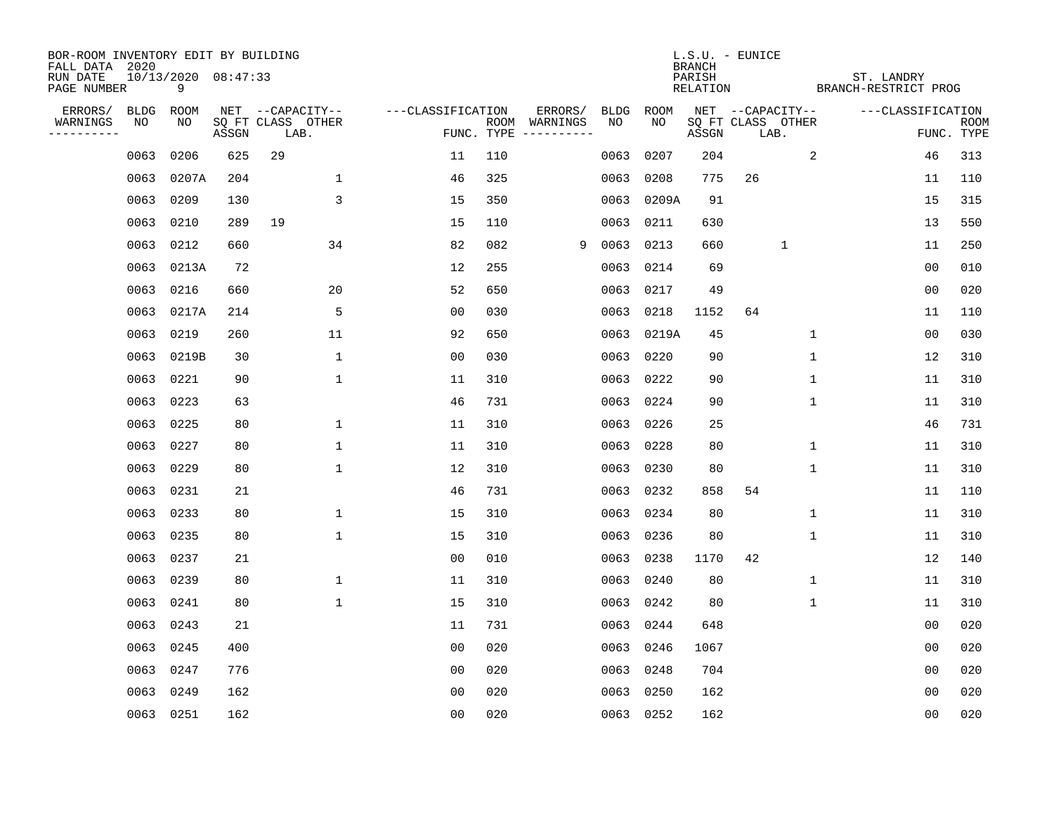BOR-ROOM INVENTORY EDIT BY BUILDING
FALL DATA 2020
RUN DATE 10/13/2020 08:47:33
PAGE NUMBER 9

L.S.U. - EUNICE
BRANCH
PARISH ST. LANDRY
RELATION BRANCH-RESTRICT PROG

| ERRORS/ WARNINGS | BLDG NO | ROOM NO | NET SQ FT ASSGN | CAPACITY CLASS | CAPACITY LAB. | CAPACITY OTHER | CLASSIFICATION FUNC. | ROOM TYPE | ERRORS/ WARNINGS | BLDG NO | ROOM NO | NET SQ FT ASSGN | CAPACITY CLASS | CAPACITY LAB. | CAPACITY OTHER | CLASSIFICATION FUNC. | ROOM TYPE |
|---|---|---|---|---|---|---|---|---|---|---|---|---|---|---|---|---|---|
| | 0063 | 0206 | 625 | 29 | | | 11 | 110 | | 0063 | 0207 | 204 | | | 2 | 46 | 313 |
| | 0063 | 0207A | 204 | | | 1 | 46 | 325 | | 0063 | 0208 | 775 | 26 | | | 11 | 110 |
| | 0063 | 0209 | 130 | | | 3 | 15 | 350 | | 0063 | 0209A | 91 | | | | 15 | 315 |
| | 0063 | 0210 | 289 | 19 | | | 15 | 110 | | 0063 | 0211 | 630 | | | | 13 | 550 |
| | 0063 | 0212 | 660 | | | 34 | 82 | 082 | 9 | 0063 | 0213 | 660 | | 1 | | 11 | 250 |
| | 0063 | 0213A | 72 | | | | 12 | 255 | | 0063 | 0214 | 69 | | | | 00 | 010 |
| | 0063 | 0216 | 660 | | | 20 | 52 | 650 | | 0063 | 0217 | 49 | | | | 00 | 020 |
| | 0063 | 0217A | 214 | | | 5 | 00 | 030 | | 0063 | 0218 | 1152 | 64 | | | 11 | 110 |
| | 0063 | 0219 | 260 | | | 11 | 92 | 650 | | 0063 | 0219A | 45 | | | 1 | 00 | 030 |
| | 0063 | 0219B | 30 | | | 1 | 00 | 030 | | 0063 | 0220 | 90 | | | 1 | 12 | 310 |
| | 0063 | 0221 | 90 | | | 1 | 11 | 310 | | 0063 | 0222 | 90 | | | 1 | 11 | 310 |
| | 0063 | 0223 | 63 | | | | 46 | 731 | | 0063 | 0224 | 90 | | | 1 | 11 | 310 |
| | 0063 | 0225 | 80 | | | 1 | 11 | 310 | | 0063 | 0226 | 25 | | | | 46 | 731 |
| | 0063 | 0227 | 80 | | | 1 | 11 | 310 | | 0063 | 0228 | 80 | | | 1 | 11 | 310 |
| | 0063 | 0229 | 80 | | | 1 | 12 | 310 | | 0063 | 0230 | 80 | | | 1 | 11 | 310 |
| | 0063 | 0231 | 21 | | | | 46 | 731 | | 0063 | 0232 | 858 | 54 | | | 11 | 110 |
| | 0063 | 0233 | 80 | | | 1 | 15 | 310 | | 0063 | 0234 | 80 | | | 1 | 11 | 310 |
| | 0063 | 0235 | 80 | | | 1 | 15 | 310 | | 0063 | 0236 | 80 | | | 1 | 11 | 310 |
| | 0063 | 0237 | 21 | | | | 00 | 010 | | 0063 | 0238 | 1170 | 42 | | | 12 | 140 |
| | 0063 | 0239 | 80 | | | 1 | 11 | 310 | | 0063 | 0240 | 80 | | | 1 | 11 | 310 |
| | 0063 | 0241 | 80 | | | 1 | 15 | 310 | | 0063 | 0242 | 80 | | | 1 | 11 | 310 |
| | 0063 | 0243 | 21 | | | | 11 | 731 | | 0063 | 0244 | 648 | | | | 00 | 020 |
| | 0063 | 0245 | 400 | | | | 00 | 020 | | 0063 | 0246 | 1067 | | | | 00 | 020 |
| | 0063 | 0247 | 776 | | | | 00 | 020 | | 0063 | 0248 | 704 | | | | 00 | 020 |
| | 0063 | 0249 | 162 | | | | 00 | 020 | | 0063 | 0250 | 162 | | | | 00 | 020 |
| | 0063 | 0251 | 162 | | | | 00 | 020 | | 0063 | 0252 | 162 | | | | 00 | 020 |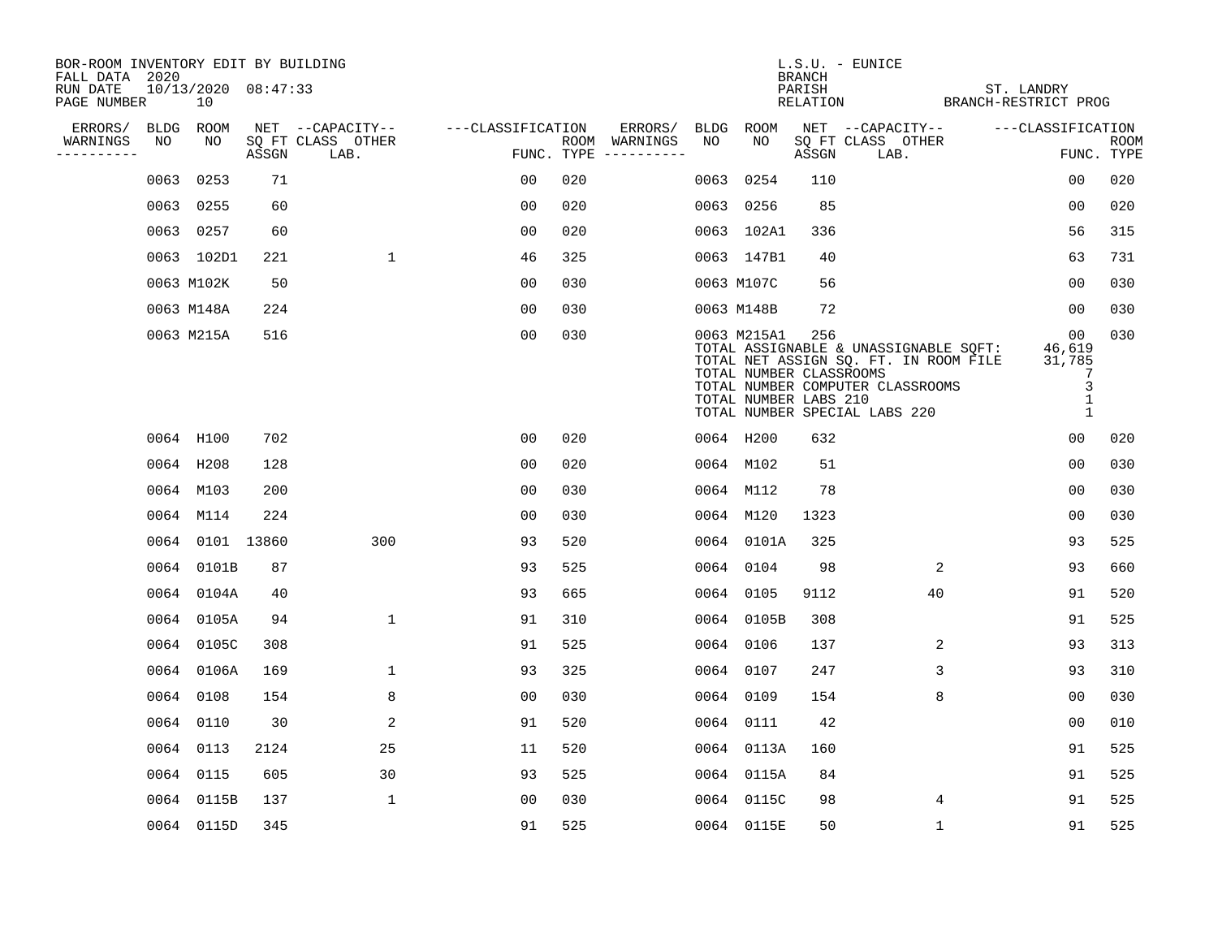BOR-ROOM INVENTORY EDIT BY BUILDING
FALL DATA 2020
RUN DATE 10/13/2020 08:47:33
PAGE NUMBER 10

L.S.U. - EUNICE
BRANCH
PARISH ST. LANDRY
RELATION BRANCH-RESTRICT PROG

| ERRORS/ WARNINGS | BLDG NO | ROOM NO | NET SQ FT ASSGN | CAPACITY-- CLASS LAB. | OTHER | CLASSIFICATION FUNC. | ROOM TYPE | ERRORS/ WARNINGS | BLDG NO | ROOM NO | NET SQ FT ASSGN | CAPACITY-- CLASS LAB. | OTHER | CLASSIFICATION FUNC. | ROOM TYPE |
|---|---|---|---|---|---|---|---|---|---|---|---|---|---|---|---|
| | 0063 | 0253 | 71 | | | 00 | 020 | | 0063 | 0254 | 110 | | | 00 | 020 |
| | 0063 | 0255 | 60 | | | 00 | 020 | | 0063 | 0256 | 85 | | | 00 | 020 |
| | 0063 | 0257 | 60 | | | 00 | 020 | | 0063 | 102A1 | 336 | | | 56 | 315 |
| | 0063 | 102D1 | 221 | | 1 | 46 | 325 | | 0063 | 147B1 | 40 | | | 63 | 731 |
| | 0063 | M102K | 50 | | | 00 | 030 | | 0063 | M107C | 56 | | | 00 | 030 |
| | 0063 | M148A | 224 | | | 00 | 030 | | 0063 | M148B | 72 | | | 00 | 030 |
| | 0063 | M215A | 516 | | | 00 | 030 | | 0063 | M215A1 | 256 | | | 00 | 030 |

TOTAL ASSIGNABLE & UNASSIGNABLE SQFT: 46,619
TOTAL NET ASSIGN SQ. FT. IN ROOM FILE 31,785
TOTAL NUMBER CLASSROOMS 7
TOTAL NUMBER COMPUTER CLASSROOMS 3
TOTAL NUMBER LABS 210 1
TOTAL NUMBER SPECIAL LABS 220 1

| ERRORS/ WARNINGS | BLDG NO | ROOM NO | NET SQ FT ASSGN | CAPACITY-- CLASS LAB. | OTHER | CLASSIFICATION FUNC. | ROOM TYPE | ERRORS/ WARNINGS | BLDG NO | ROOM NO | NET SQ FT ASSGN | CAPACITY-- CLASS LAB. | OTHER | CLASSIFICATION FUNC. | ROOM TYPE |
|---|---|---|---|---|---|---|---|---|---|---|---|---|---|---|---|
| | 0064 | H100 | 702 | | | 00 | 020 | | 0064 | H200 | 632 | | | 00 | 020 |
| | 0064 | H208 | 128 | | | 00 | 020 | | 0064 | M102 | 51 | | | 00 | 030 |
| | 0064 | M103 | 200 | | | 00 | 030 | | 0064 | M112 | 78 | | | 00 | 030 |
| | 0064 | M114 | 224 | | | 00 | 030 | | 0064 | M120 | 1323 | | | 00 | 030 |
| | 0064 | 0101 | 13860 | | 300 | 93 | 520 | | 0064 | 0101A | 325 | | | 93 | 525 |
| | 0064 | 0101B | 87 | | | 93 | 525 | | 0064 | 0104 | 98 | | 2 | 93 | 660 |
| | 0064 | 0104A | 40 | | | 93 | 665 | | 0064 | 0105 | 9112 | | 40 | 91 | 520 |
| | 0064 | 0105A | 94 | | 1 | 91 | 310 | | 0064 | 0105B | 308 | | | 91 | 525 |
| | 0064 | 0105C | 308 | | | 91 | 525 | | 0064 | 0106 | 137 | | 2 | 93 | 313 |
| | 0064 | 0106A | 169 | | 1 | 93 | 325 | | 0064 | 0107 | 247 | | 3 | 93 | 310 |
| | 0064 | 0108 | 154 | | 8 | 00 | 030 | | 0064 | 0109 | 154 | | 8 | 00 | 030 |
| | 0064 | 0110 | 30 | | 2 | 91 | 520 | | 0064 | 0111 | 42 | | | 00 | 010 |
| | 0064 | 0113 | 2124 | | 25 | 11 | 520 | | 0064 | 0113A | 160 | | | 91 | 525 |
| | 0064 | 0115 | 605 | | 30 | 93 | 525 | | 0064 | 0115A | 84 | | | 91 | 525 |
| | 0064 | 0115B | 137 | | 1 | 00 | 030 | | 0064 | 0115C | 98 | | 4 | 91 | 525 |
| | 0064 | 0115D | 345 | | | 91 | 525 | | 0064 | 0115E | 50 | | 1 | 91 | 525 |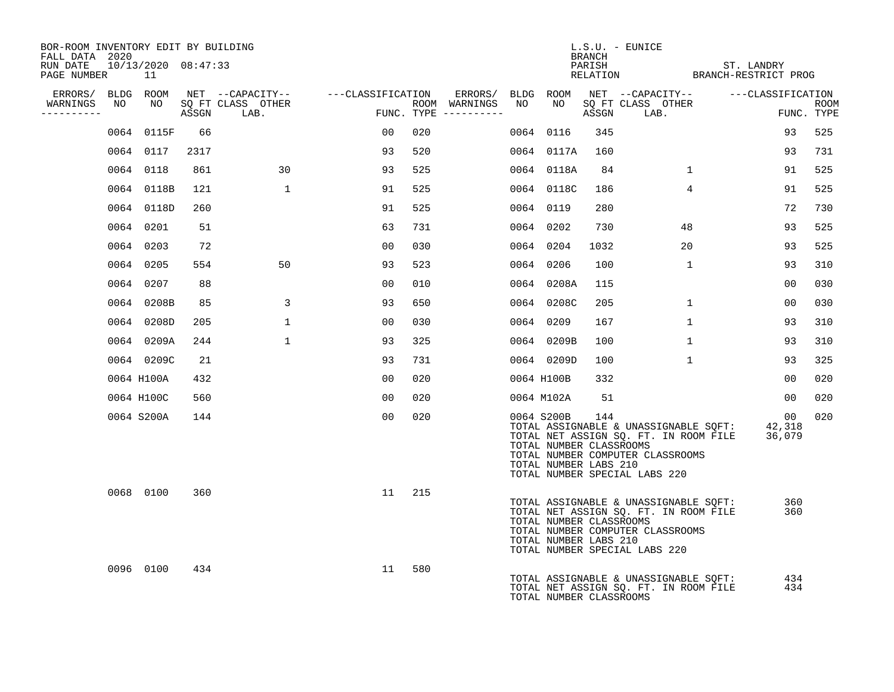BOR-ROOM INVENTORY EDIT BY BUILDING
FALL DATA 2020
RUN DATE 10/13/2020 08:47:33

L.S.U. - EUNICE
BRANCH
PARISH ST. LANDRY
RELATION BRANCH-RESTRICT PROG

| ERRORS/ WARNINGS | BLDG NO | ROOM NO | NET SQ FT ASSGN | CAPACITY CLASS LAB. | CAPACITY OTHER | CLASSIFICATION FUNC. | ROOM TYPE | ERRORS/ WARNINGS | BLDG NO | ROOM NO | NET SQ FT ASSGN | CAPACITY CLASS LAB. | CAPACITY OTHER | CLASSIFICATION FUNC. | ROOM TYPE |
|---|---|---|---|---|---|---|---|---|---|---|---|---|---|---|---|
| | 0064 | 0115F | 66 | | | 00 | 020 | | 0064 | 0116 | 345 | | | 93 | 525 |
| | 0064 | 0117 | 2317 | | | 93 | 520 | | 0064 | 0117A | 160 | | | 93 | 731 |
| | 0064 | 0118 | 861 | | 30 | 93 | 525 | | 0064 | 0118A | 84 | | 1 | 91 | 525 |
| | 0064 | 0118B | 121 | | 1 | 91 | 525 | | 0064 | 0118C | 186 | | 4 | 91 | 525 |
| | 0064 | 0118D | 260 | | | 91 | 525 | | 0064 | 0119 | 280 | | | 72 | 730 |
| | 0064 | 0201 | 51 | | | 63 | 731 | | 0064 | 0202 | 730 | | 48 | 93 | 525 |
| | 0064 | 0203 | 72 | | | 00 | 030 | | 0064 | 0204 | 1032 | | 20 | 93 | 525 |
| | 0064 | 0205 | 554 | | 50 | 93 | 523 | | 0064 | 0206 | 100 | | 1 | 93 | 310 |
| | 0064 | 0207 | 88 | | | 00 | 010 | | 0064 | 0208A | 115 | | | 00 | 030 |
| | 0064 | 0208B | 85 | | 3 | 93 | 650 | | 0064 | 0208C | 205 | | 1 | 00 | 030 |
| | 0064 | 0208D | 205 | | 1 | 00 | 030 | | 0064 | 0209 | 167 | | 1 | 93 | 310 |
| | 0064 | 0209A | 244 | | 1 | 93 | 325 | | 0064 | 0209B | 100 | | 1 | 93 | 310 |
| | 0064 | 0209C | 21 | | | 93 | 731 | | 0064 | 0209D | 100 | | 1 | 93 | 325 |
| | 0064 | H100A | 432 | | | 00 | 020 | | 0064 | H100B | 332 | | | 00 | 020 |
| | 0064 | H100C | 560 | | | 00 | 020 | | 0064 | M102A | 51 | | | 00 | 020 |
| | 0064 | S200A | 144 | | | 00 | 020 | | 0064 | S200B | 144 | | | 00 | 020 |

TOTAL ASSIGNABLE & UNASSIGNABLE SQFT: 42,318
TOTAL NET ASSIGN SQ. FT. IN ROOM FILE 36,079
TOTAL NUMBER CLASSROOMS
TOTAL NUMBER COMPUTER CLASSROOMS
TOTAL NUMBER LABS 210
TOTAL NUMBER SPECIAL LABS 220

| ERRORS/ WARNINGS | BLDG NO | ROOM NO | NET SQ FT ASSGN | CAPACITY CLASS LAB. | CAPACITY OTHER | CLASSIFICATION FUNC. | ROOM TYPE |
|---|---|---|---|---|---|---|---|
| | 0068 | 0100 | 360 | | | 11 | 215 |

TOTAL ASSIGNABLE & UNASSIGNABLE SQFT: 360
TOTAL NET ASSIGN SQ. FT. IN ROOM FILE 360
TOTAL NUMBER CLASSROOMS
TOTAL NUMBER COMPUTER CLASSROOMS
TOTAL NUMBER LABS 210
TOTAL NUMBER SPECIAL LABS 220

| ERRORS/ WARNINGS | BLDG NO | ROOM NO | NET SQ FT ASSGN | CAPACITY CLASS LAB. | CAPACITY OTHER | CLASSIFICATION FUNC. | ROOM TYPE |
|---|---|---|---|---|---|---|---|
| | 0096 | 0100 | 434 | | | 11 | 580 |

TOTAL ASSIGNABLE & UNASSIGNABLE SQFT: 434
TOTAL NET ASSIGN SQ. FT. IN ROOM FILE 434
TOTAL NUMBER CLASSROOMS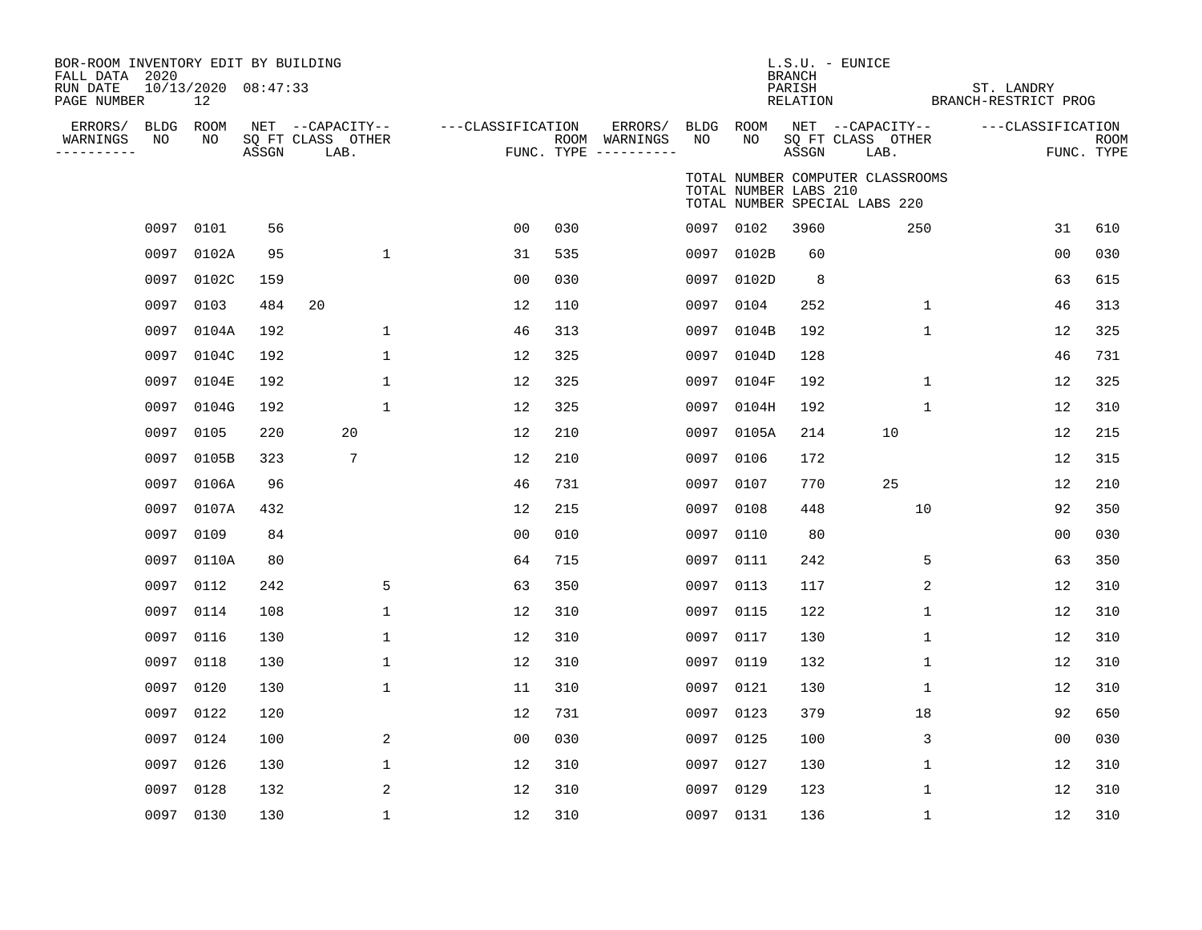BOR-ROOM INVENTORY EDIT BY BUILDING
FALL DATA 2020
RUN DATE 10/13/2020 08:47:33
PAGE NUMBER 12

L.S.U. - EUNICE
BRANCH
PARISH ST. LANDRY
RELATION BRANCH-RESTRICT PROG

TOTAL NUMBER COMPUTER CLASSROOMS
TOTAL NUMBER LABS 210
TOTAL NUMBER SPECIAL LABS 220

| ERRORS/ WARNINGS | BLDG NO | ROOM NO | NET SQ FT ASSGN | CAPACITY CLASS LAB. | CAPACITY OTHER | CLASSIFICATION FUNC. | ROOM TYPE | ERRORS/ WARNINGS | BLDG NO | ROOM NO | NET SQ FT ASSGN | CAPACITY CLASS LAB. | CAPACITY OTHER | CLASSIFICATION FUNC. | ROOM TYPE |
|---|---|---|---|---|---|---|---|---|---|---|---|---|---|---|---|
| | 0097 | 0101 | 56 | | | 00 | 030 | | 0097 | 0102 | 3960 | | 250 | 31 | 610 |
| | 0097 | 0102A | 95 | | 1 | 31 | 535 | | 0097 | 0102B | 60 | | | 00 | 030 |
| | 0097 | 0102C | 159 | | | 00 | 030 | | 0097 | 0102D | 8 | | | 63 | 615 |
| | 0097 | 0103 | 484 | 20 | | 12 | 110 | | 0097 | 0104 | 252 | | 1 | 46 | 313 |
| | 0097 | 0104A | 192 | | 1 | 46 | 313 | | 0097 | 0104B | 192 | | 1 | 12 | 325 |
| | 0097 | 0104C | 192 | | 1 | 12 | 325 | | 0097 | 0104D | 128 | | | 46 | 731 |
| | 0097 | 0104E | 192 | | 1 | 12 | 325 | | 0097 | 0104F | 192 | | 1 | 12 | 325 |
| | 0097 | 0104G | 192 | | 1 | 12 | 325 | | 0097 | 0104H | 192 | | 1 | 12 | 310 |
| | 0097 | 0105 | 220 | 20 | | 12 | 210 | | 0097 | 0105A | 214 | 10 | | 12 | 215 |
| | 0097 | 0105B | 323 | 7 | | 12 | 210 | | 0097 | 0106 | 172 | | | 12 | 315 |
| | 0097 | 0106A | 96 | | | 46 | 731 | | 0097 | 0107 | 770 | 25 | | 12 | 210 |
| | 0097 | 0107A | 432 | | | 12 | 215 | | 0097 | 0108 | 448 | | 10 | 92 | 350 |
| | 0097 | 0109 | 84 | | | 00 | 010 | | 0097 | 0110 | 80 | | | 00 | 030 |
| | 0097 | 0110A | 80 | | | 64 | 715 | | 0097 | 0111 | 242 | | 5 | 63 | 350 |
| | 0097 | 0112 | 242 | | 5 | 63 | 350 | | 0097 | 0113 | 117 | | 2 | 12 | 310 |
| | 0097 | 0114 | 108 | | 1 | 12 | 310 | | 0097 | 0115 | 122 | | 1 | 12 | 310 |
| | 0097 | 0116 | 130 | | 1 | 12 | 310 | | 0097 | 0117 | 130 | | 1 | 12 | 310 |
| | 0097 | 0118 | 130 | | 1 | 12 | 310 | | 0097 | 0119 | 132 | | 1 | 12 | 310 |
| | 0097 | 0120 | 130 | | 1 | 11 | 310 | | 0097 | 0121 | 130 | | 1 | 12 | 310 |
| | 0097 | 0122 | 120 | | | 12 | 731 | | 0097 | 0123 | 379 | | 18 | 92 | 650 |
| | 0097 | 0124 | 100 | | 2 | 00 | 030 | | 0097 | 0125 | 100 | | 3 | 00 | 030 |
| | 0097 | 0126 | 130 | | 1 | 12 | 310 | | 0097 | 0127 | 130 | | 1 | 12 | 310 |
| | 0097 | 0128 | 132 | | 2 | 12 | 310 | | 0097 | 0129 | 123 | | 1 | 12 | 310 |
| | 0097 | 0130 | 130 | | 1 | 12 | 310 | | 0097 | 0131 | 136 | | 1 | 12 | 310 |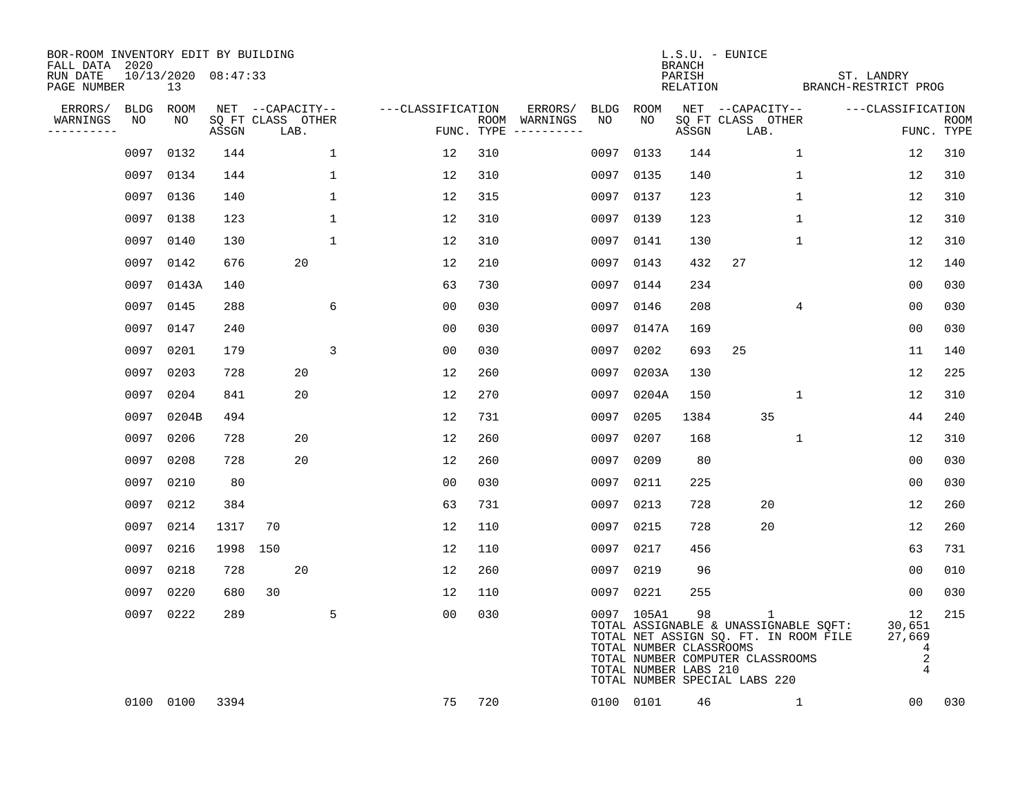BOR-ROOM INVENTORY EDIT BY BUILDING
FALL DATA 2020
RUN DATE 10/13/2020 08:47:33
PAGE NUMBER 13

L.S.U. - EUNICE
BRANCH
PARISH ST. LANDRY
RELATION BRANCH-RESTRICT PROG

| ERRORS/ WARNINGS | BLDG NO | ROOM NO | NET SQ FT ASSGN | CAPACITY CLASS LAB. | CAPACITY OTHER | CLASSIFICATION FUNC. | ROOM TYPE | ERRORS/ WARNINGS | BLDG NO | ROOM NO | NET SQ FT ASSGN | CAPACITY CLASS LAB. | CAPACITY OTHER | CLASSIFICATION FUNC. | ROOM TYPE |
|---|---|---|---|---|---|---|---|---|---|---|---|---|---|---|---|
| | 0097 | 0132 | 144 | | 1 | 12 | 310 | | 0097 | 0133 | 144 | | 1 | 12 | 310 |
| | 0097 | 0134 | 144 | | 1 | 12 | 310 | | 0097 | 0135 | 140 | | 1 | 12 | 310 |
| | 0097 | 0136 | 140 | | 1 | 12 | 315 | | 0097 | 0137 | 123 | | 1 | 12 | 310 |
| | 0097 | 0138 | 123 | | 1 | 12 | 310 | | 0097 | 0139 | 123 | | 1 | 12 | 310 |
| | 0097 | 0140 | 130 | | 1 | 12 | 310 | | 0097 | 0141 | 130 | | 1 | 12 | 310 |
| | 0097 | 0142 | 676 | 20 | | 12 | 210 | | 0097 | 0143 | 432 | 27 | | 12 | 140 |
| | 0097 | 0143A | 140 | | | 63 | 730 | | 0097 | 0144 | 234 | | | 00 | 030 |
| | 0097 | 0145 | 288 | | 6 | 00 | 030 | | 0097 | 0146 | 208 | | 4 | 00 | 030 |
| | 0097 | 0147 | 240 | | | 00 | 030 | | 0097 | 0147A | 169 | | | 00 | 030 |
| | 0097 | 0201 | 179 | | 3 | 00 | 030 | | 0097 | 0202 | 693 | 25 | | 11 | 140 |
| | 0097 | 0203 | 728 | 20 | | 12 | 260 | | 0097 | 0203A | 130 | | | 12 | 225 |
| | 0097 | 0204 | 841 | 20 | | 12 | 270 | | 0097 | 0204A | 150 | | 1 | 12 | 310 |
| | 0097 | 0204B | 494 | | | 12 | 731 | | 0097 | 0205 | 1384 | 35 | | 44 | 240 |
| | 0097 | 0206 | 728 | 20 | | 12 | 260 | | 0097 | 0207 | 168 | | 1 | 12 | 310 |
| | 0097 | 0208 | 728 | 20 | | 12 | 260 | | 0097 | 0209 | 80 | | | 00 | 030 |
| | 0097 | 0210 | 80 | | | 00 | 030 | | 0097 | 0211 | 225 | | | 00 | 030 |
| | 0097 | 0212 | 384 | | | 63 | 731 | | 0097 | 0213 | 728 | 20 | | 12 | 260 |
| | 0097 | 0214 | 1317 | 70 | | 12 | 110 | | 0097 | 0215 | 728 | 20 | | 12 | 260 |
| | 0097 | 0216 | 1998 | 150 | | 12 | 110 | | 0097 | 0217 | 456 | | | 63 | 731 |
| | 0097 | 0218 | 728 | 20 | | 12 | 260 | | 0097 | 0219 | 96 | | | 00 | 010 |
| | 0097 | 0220 | 680 | 30 | | 12 | 110 | | 0097 | 0221 | 255 | | | 00 | 030 |
| | 0097 | 0222 | 289 | | 5 | 00 | 030 | | 0097 | 105A1 | 98 | 1 | | 12 | 215 |
| | 0100 | 0100 | 3394 | | | 75 | 720 | | 0100 | 0101 | 46 | | 1 | 00 | 030 |

TOTAL ASSIGNABLE & UNASSIGNABLE SQFT: 30,651
TOTAL NET ASSIGN SQ. FT. IN ROOM FILE 27,669
TOTAL NUMBER CLASSROOMS 4
TOTAL NUMBER COMPUTER CLASSROOMS 2
TOTAL NUMBER LABS 210 4
TOTAL NUMBER SPECIAL LABS 220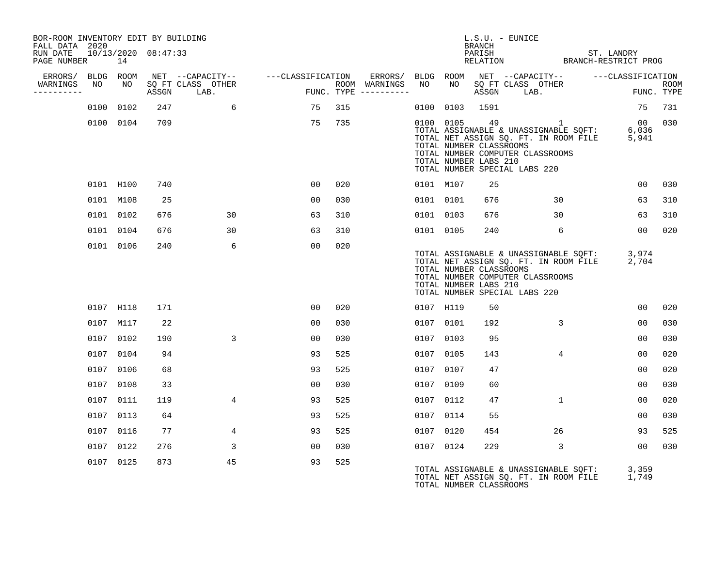BOR-ROOM INVENTORY EDIT BY BUILDING
FALL DATA 2020
RUN DATE 10/13/2020 08:47:33
PAGE NUMBER 14

L.S.U. - EUNICE
BRANCH
PARISH ST. LANDRY
RELATION BRANCH-RESTRICT PROG

| ERRORS/ WARNINGS | BLDG NO | ROOM NO | NET SQ FT ASSGN | CAPACITY CLASS LAB. | CAPACITY OTHER | CLASSIFICATION FUNC. | ROOM TYPE | ERRORS/ WARNINGS | BLDG NO | ROOM NO | NET SQ FT ASSGN | CAPACITY CLASS LAB. | CAPACITY OTHER | CLASSIFICATION FUNC. | ROOM TYPE |
|---|---|---|---|---|---|---|---|---|---|---|---|---|---|---|---|
| | 0100 | 0102 | 247 | | 6 | 75 | 315 | | 0100 | 0103 | 1591 | | | 75 | 731 |
| | 0100 | 0104 | 709 | | | 75 | 735 | | 0100 | 0105 | 49 | | 1 | 00 | 030 |
| | 0101 | H100 | 740 | | | 00 | 020 | | 0101 | M107 | 25 | | | 00 | 030 |
| | 0101 | M108 | 25 | | | 00 | 030 | | 0101 | 0101 | 676 | | 30 | 63 | 310 |
| | 0101 | 0102 | 676 | | 30 | 63 | 310 | | 0101 | 0103 | 676 | | 30 | 63 | 310 |
| | 0101 | 0104 | 676 | | 30 | 63 | 310 | | 0101 | 0105 | 240 | | 6 | 00 | 020 |
| | 0101 | 0106 | 240 | | 6 | 00 | 020 | | | | | | | | |
| | 0107 | H118 | 171 | | | 00 | 020 | | 0107 | H119 | 50 | | | 00 | 020 |
| | 0107 | M117 | 22 | | | 00 | 030 | | 0107 | 0101 | 192 | | 3 | 00 | 030 |
| | 0107 | 0102 | 190 | | 3 | 00 | 030 | | 0107 | 0103 | 95 | | | 00 | 030 |
| | 0107 | 0104 | 94 | | | 93 | 525 | | 0107 | 0105 | 143 | | 4 | 00 | 020 |
| | 0107 | 0106 | 68 | | | 93 | 525 | | 0107 | 0107 | 47 | | | 00 | 020 |
| | 0107 | 0108 | 33 | | | 00 | 030 | | 0107 | 0109 | 60 | | | 00 | 030 |
| | 0107 | 0111 | 119 | | 4 | 93 | 525 | | 0107 | 0112 | 47 | | 1 | 00 | 020 |
| | 0107 | 0113 | 64 | | | 93 | 525 | | 0107 | 0114 | 55 | | | 00 | 030 |
| | 0107 | 0116 | 77 | | 4 | 93 | 525 | | 0107 | 0120 | 454 | | 26 | 93 | 525 |
| | 0107 | 0122 | 276 | | 3 | 00 | 030 | | 0107 | 0124 | 229 | | 3 | 00 | 030 |
| | 0107 | 0125 | 873 | | 45 | 93 | 525 | | | | | | | | |

Building 0100 totals:

TOTAL ASSIGNABLE & UNASSIGNABLE SQFT: 6,036
TOTAL NET ASSIGN SQ. FT. IN ROOM FILE 5,941
TOTAL NUMBER CLASSROOMS
TOTAL NUMBER COMPUTER CLASSROOMS
TOTAL NUMBER LABS 210
TOTAL NUMBER SPECIAL LABS 220

Building 0101 totals:

TOTAL ASSIGNABLE & UNASSIGNABLE SQFT: 3,974
TOTAL NET ASSIGN SQ. FT. IN ROOM FILE 2,704
TOTAL NUMBER CLASSROOMS
TOTAL NUMBER COMPUTER CLASSROOMS
TOTAL NUMBER LABS 210
TOTAL NUMBER SPECIAL LABS 220

Building 0107 totals:

TOTAL ASSIGNABLE & UNASSIGNABLE SQFT: 3,359
TOTAL NET ASSIGN SQ. FT. IN ROOM FILE 1,749
TOTAL NUMBER CLASSROOMS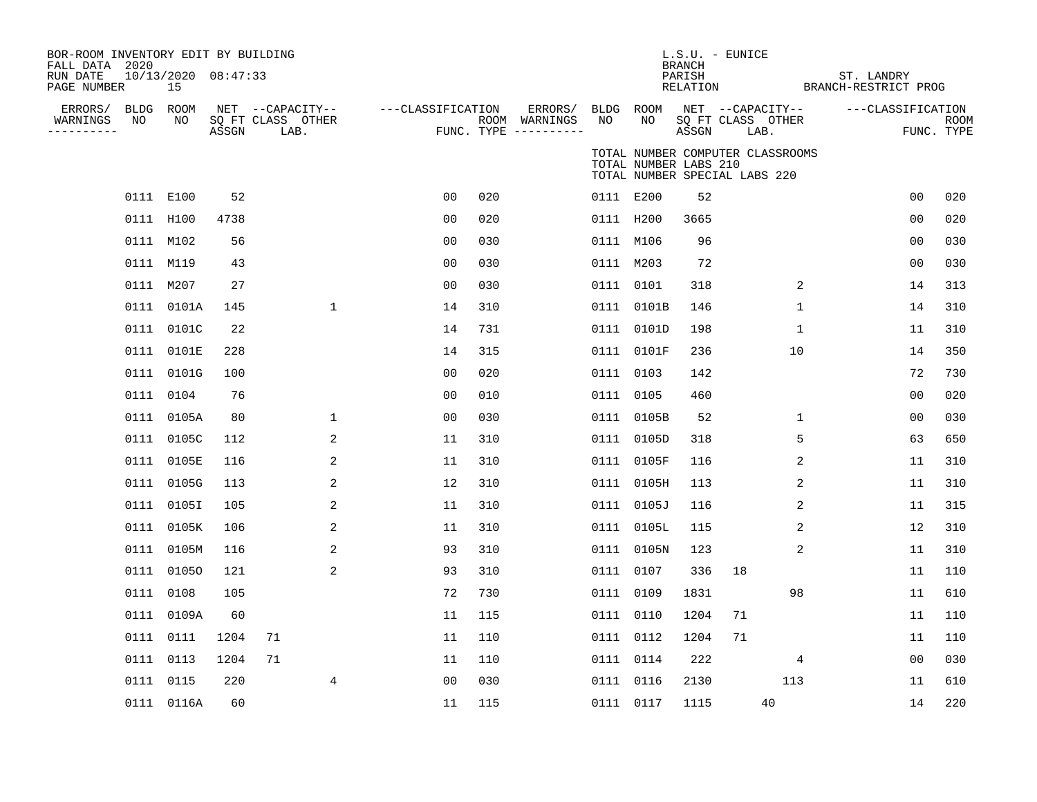BOR-ROOM INVENTORY EDIT BY BUILDING
FALL DATA 2020
RUN DATE 10/13/2020 08:47:33
PAGE NUMBER 15

L.S.U. - EUNICE
BRANCH
PARISH ST. LANDRY
RELATION BRANCH-RESTRICT PROG

TOTAL NUMBER COMPUTER CLASSROOMS
TOTAL NUMBER LABS 210
TOTAL NUMBER SPECIAL LABS 220

| ERRORS/ WARNINGS | BLDG NO | ROOM NO | NET SQ FT ASSGN | CAPACITY CLASS | CAPACITY LAB. | CAPACITY OTHER | CLASSIFICATION FUNC. | ROOM TYPE | ERRORS/ WARNINGS | BLDG NO | ROOM NO | NET SQ FT ASSGN | CAPACITY CLASS | CAPACITY LAB. | CAPACITY OTHER | CLASSIFICATION FUNC. | ROOM TYPE |
|---|---|---|---|---|---|---|---|---|---|---|---|---|---|---|---|---|---|
| | 0111 | E100 | 52 | | | | 00 | 020 | | 0111 | E200 | 52 | | | | 00 | 020 |
| | 0111 | H100 | 4738 | | | | 00 | 020 | | 0111 | H200 | 3665 | | | | 00 | 020 |
| | 0111 | M102 | 56 | | | | 00 | 030 | | 0111 | M106 | 96 | | | | 00 | 030 |
| | 0111 | M119 | 43 | | | | 00 | 030 | | 0111 | M203 | 72 | | | | 00 | 030 |
| | 0111 | M207 | 27 | | | | 00 | 030 | | 0111 | 0101 | 318 | | | 2 | 14 | 313 |
| | 0111 | 0101A | 145 | | | 1 | 14 | 310 | | 0111 | 0101B | 146 | | | 1 | 14 | 310 |
| | 0111 | 0101C | 22 | | | | 14 | 731 | | 0111 | 0101D | 198 | | | 1 | 11 | 310 |
| | 0111 | 0101E | 228 | | | | 14 | 315 | | 0111 | 0101F | 236 | | | 10 | 14 | 350 |
| | 0111 | 0101G | 100 | | | | 00 | 020 | | 0111 | 0103 | 142 | | | | 72 | 730 |
| | 0111 | 0104 | 76 | | | | 00 | 010 | | 0111 | 0105 | 460 | | | | 00 | 020 |
| | 0111 | 0105A | 80 | | | 1 | 00 | 030 | | 0111 | 0105B | 52 | | | 1 | 00 | 030 |
| | 0111 | 0105C | 112 | | | 2 | 11 | 310 | | 0111 | 0105D | 318 | | | 5 | 63 | 650 |
| | 0111 | 0105E | 116 | | | 2 | 11 | 310 | | 0111 | 0105F | 116 | | | 2 | 11 | 310 |
| | 0111 | 0105G | 113 | | | 2 | 12 | 310 | | 0111 | 0105H | 113 | | | 2 | 11 | 310 |
| | 0111 | 0105I | 105 | | | 2 | 11 | 310 | | 0111 | 0105J | 116 | | | 2 | 11 | 315 |
| | 0111 | 0105K | 106 | | | 2 | 11 | 310 | | 0111 | 0105L | 115 | | | 2 | 12 | 310 |
| | 0111 | 0105M | 116 | | | 2 | 93 | 310 | | 0111 | 0105N | 123 | | | 2 | 11 | 310 |
| | 0111 | 0105O | 121 | | | 2 | 93 | 310 | | 0111 | 0107 | 336 | 18 | | | 11 | 110 |
| | 0111 | 0108 | 105 | | | | 72 | 730 | | 0111 | 0109 | 1831 | | | 98 | 11 | 610 |
| | 0111 | 0109A | 60 | | | | 11 | 115 | | 0111 | 0110 | 1204 | 71 | | | 11 | 110 |
| | 0111 | 0111 | 1204 | 71 | | | 11 | 110 | | 0111 | 0112 | 1204 | 71 | | | 11 | 110 |
| | 0111 | 0113 | 1204 | 71 | | | 11 | 110 | | 0111 | 0114 | 222 | | | 4 | 00 | 030 |
| | 0111 | 0115 | 220 | | | 4 | 00 | 030 | | 0111 | 0116 | 2130 | | | 113 | 11 | 610 |
| | 0111 | 0116A | 60 | | | | 11 | 115 | | 0111 | 0117 | 1115 | | 40 | | 14 | 220 |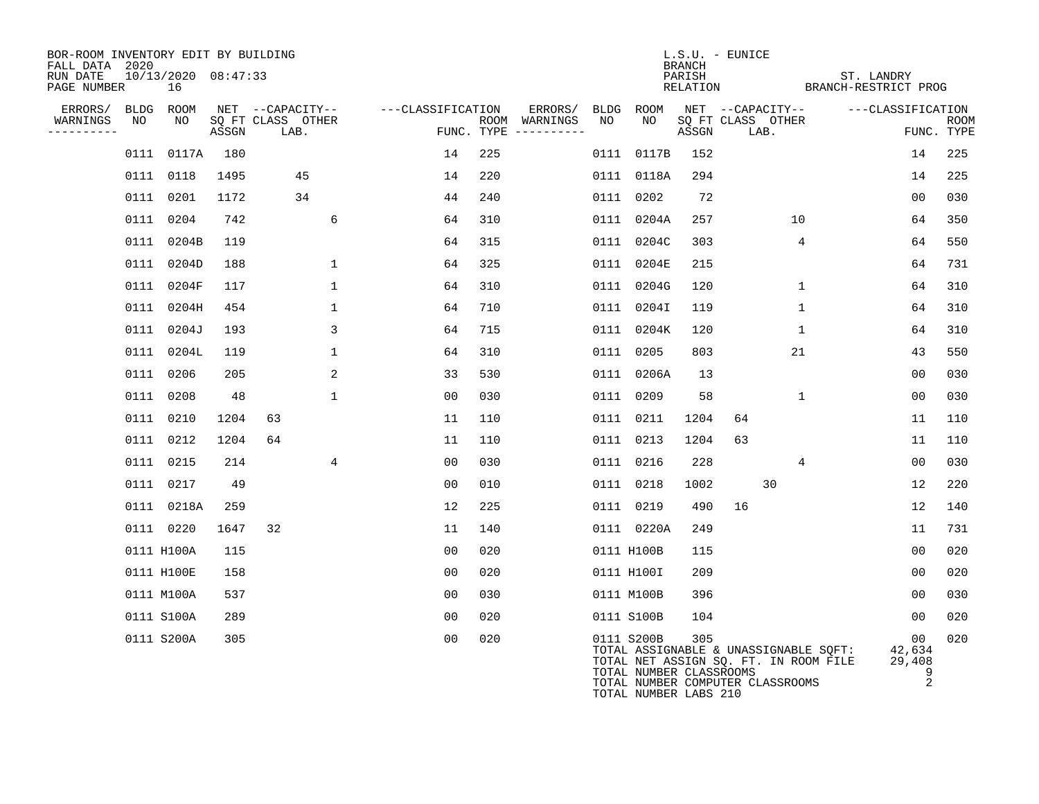BOR-ROOM INVENTORY EDIT BY BUILDING
FALL DATA 2020
RUN DATE 10/13/2020 08:47:33
PAGE NUMBER 16

L.S.U. - EUNICE
BRANCH
PARISH ST. LANDRY
RELATION BRANCH-RESTRICT PROG

| ERRORS/ WARNINGS | BLDG NO | ROOM NO | NET SQ FT ASSGN | CAPACITY CLASS | CAPACITY LAB. | CAPACITY OTHER | CLASSIFICATION FUNC. | ROOM TYPE | ERRORS/ WARNINGS | BLDG NO | ROOM NO | NET SQ FT ASSGN | CAPACITY CLASS | CAPACITY LAB. | CAPACITY OTHER | CLASSIFICATION FUNC. | ROOM TYPE |
|---|---|---|---|---|---|---|---|---|---|---|---|---|---|---|---|---|---|
| | 0111 | 0117A | 180 | | | | 14 | 225 | | 0111 | 0117B | 152 | | | | 14 | 225 |
| | 0111 | 0118 | 1495 | | 45 | | 14 | 220 | | 0111 | 0118A | 294 | | | | 14 | 225 |
| | 0111 | 0201 | 1172 | | 34 | | 44 | 240 | | 0111 | 0202 | 72 | | | | 00 | 030 |
| | 0111 | 0204 | 742 | | | 6 | 64 | 310 | | 0111 | 0204A | 257 | | | 10 | 64 | 350 |
| | 0111 | 0204B | 119 | | | | 64 | 315 | | 0111 | 0204C | 303 | | | 4 | 64 | 550 |
| | 0111 | 0204D | 188 | | | 1 | 64 | 325 | | 0111 | 0204E | 215 | | | | 64 | 731 |
| | 0111 | 0204F | 117 | | | 1 | 64 | 310 | | 0111 | 0204G | 120 | | | 1 | 64 | 310 |
| | 0111 | 0204H | 454 | | | 1 | 64 | 710 | | 0111 | 0204I | 119 | | | 1 | 64 | 310 |
| | 0111 | 0204J | 193 | | | 3 | 64 | 715 | | 0111 | 0204K | 120 | | | 1 | 64 | 310 |
| | 0111 | 0204L | 119 | | | 1 | 64 | 310 | | 0111 | 0205 | 803 | | | 21 | 43 | 550 |
| | 0111 | 0206 | 205 | | | 2 | 33 | 530 | | 0111 | 0206A | 13 | | | | 00 | 030 |
| | 0111 | 0208 | 48 | | | 1 | 00 | 030 | | 0111 | 0209 | 58 | | | 1 | 00 | 030 |
| | 0111 | 0210 | 1204 | 63 | | | 11 | 110 | | 0111 | 0211 | 1204 | 64 | | | 11 | 110 |
| | 0111 | 0212 | 1204 | 64 | | | 11 | 110 | | 0111 | 0213 | 1204 | 63 | | | 11 | 110 |
| | 0111 | 0215 | 214 | | | 4 | 00 | 030 | | 0111 | 0216 | 228 | | | 4 | 00 | 030 |
| | 0111 | 0217 | 49 | | | | 00 | 010 | | 0111 | 0218 | 1002 | | 30 | | 12 | 220 |
| | 0111 | 0218A | 259 | | | | 12 | 225 | | 0111 | 0219 | 490 | 16 | | | 12 | 140 |
| | 0111 | 0220 | 1647 | 32 | | | 11 | 140 | | 0111 | 0220A | 249 | | | | 11 | 731 |
| | 0111 | H100A | 115 | | | | 00 | 020 | | 0111 | H100B | 115 | | | | 00 | 020 |
| | 0111 | H100E | 158 | | | | 00 | 020 | | 0111 | H100I | 209 | | | | 00 | 020 |
| | 0111 | M100A | 537 | | | | 00 | 030 | | 0111 | M100B | 396 | | | | 00 | 030 |
| | 0111 | S100A | 289 | | | | 00 | 020 | | 0111 | S100B | 104 | | | | 00 | 020 |
| | 0111 | S200A | 305 | | | | 00 | 020 | | 0111 | S200B | 305 | | | | 00 | 020 |

TOTAL ASSIGNABLE & UNASSIGNABLE SQFT: 42,634
TOTAL NET ASSIGN SQ. FT. IN ROOM FILE 29,408
TOTAL NUMBER CLASSROOMS 9
TOTAL NUMBER COMPUTER CLASSROOMS 2
TOTAL NUMBER LABS 210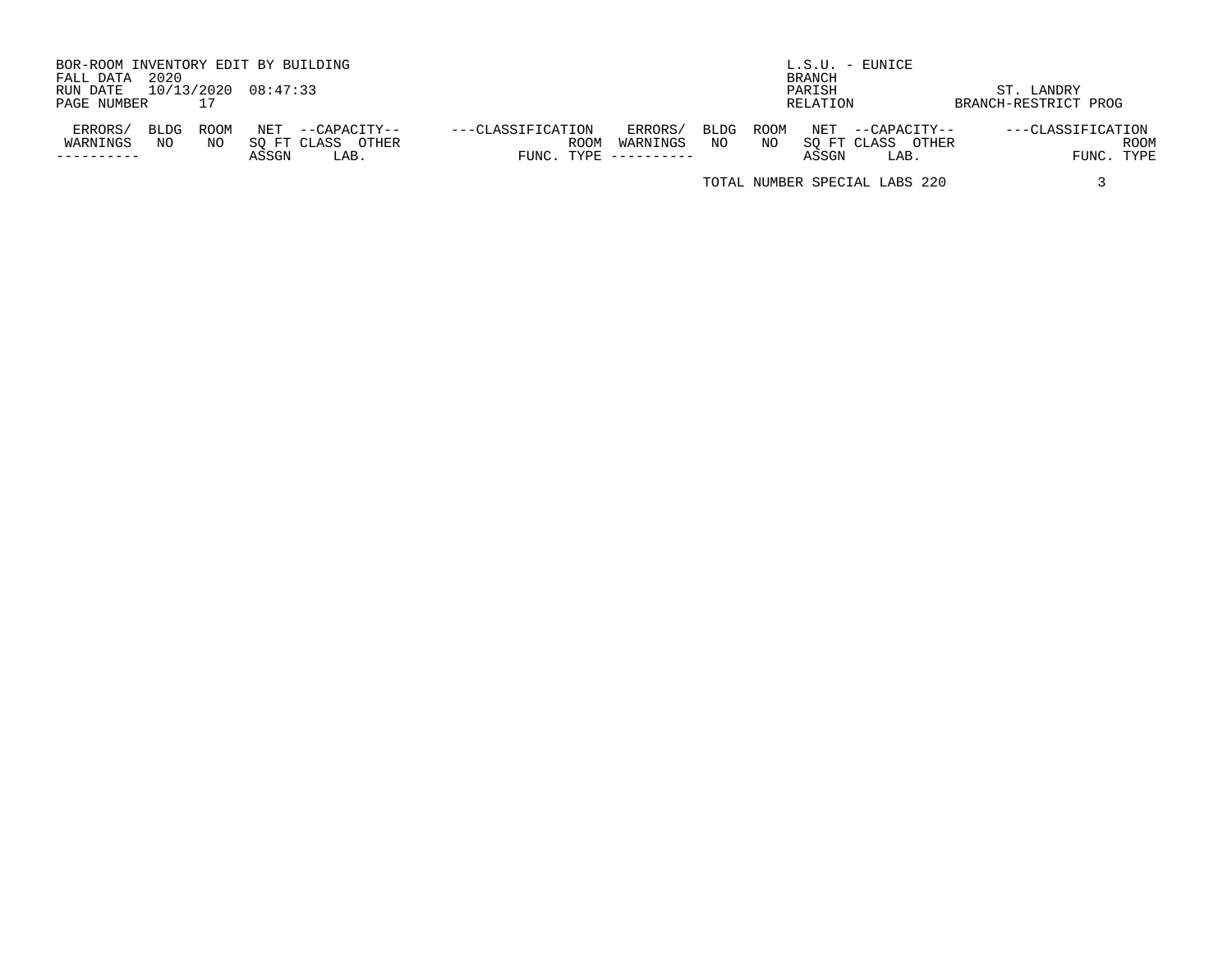BOR-ROOM INVENTORY EDIT BY BUILDING
FALL DATA 2020
RUN DATE 10/13/2020 08:47:33
PAGE NUMBER 17

L.S.U. - EUNICE
BRANCH
PARISH ST. LANDRY
RELATION BRANCH-RESTRICT PROG

| ERRORS/ WARNINGS | BLDG NO | ROOM NO | NET SQ FT ASSGN | --CAPACITY-- CLASS | LAB. OTHER | ---CLASSIFICATION FUNC. | ROOM TYPE | ERRORS/ WARNINGS | BLDG NO | ROOM NO | NET SQ FT ASSGN | --CAPACITY-- CLASS | LAB. OTHER | ---CLASSIFICATION FUNC. | ROOM TYPE |
|---|---|---|---|---|---|---|---|---|---|---|---|---|---|---|---|

TOTAL NUMBER SPECIAL LABS 220 3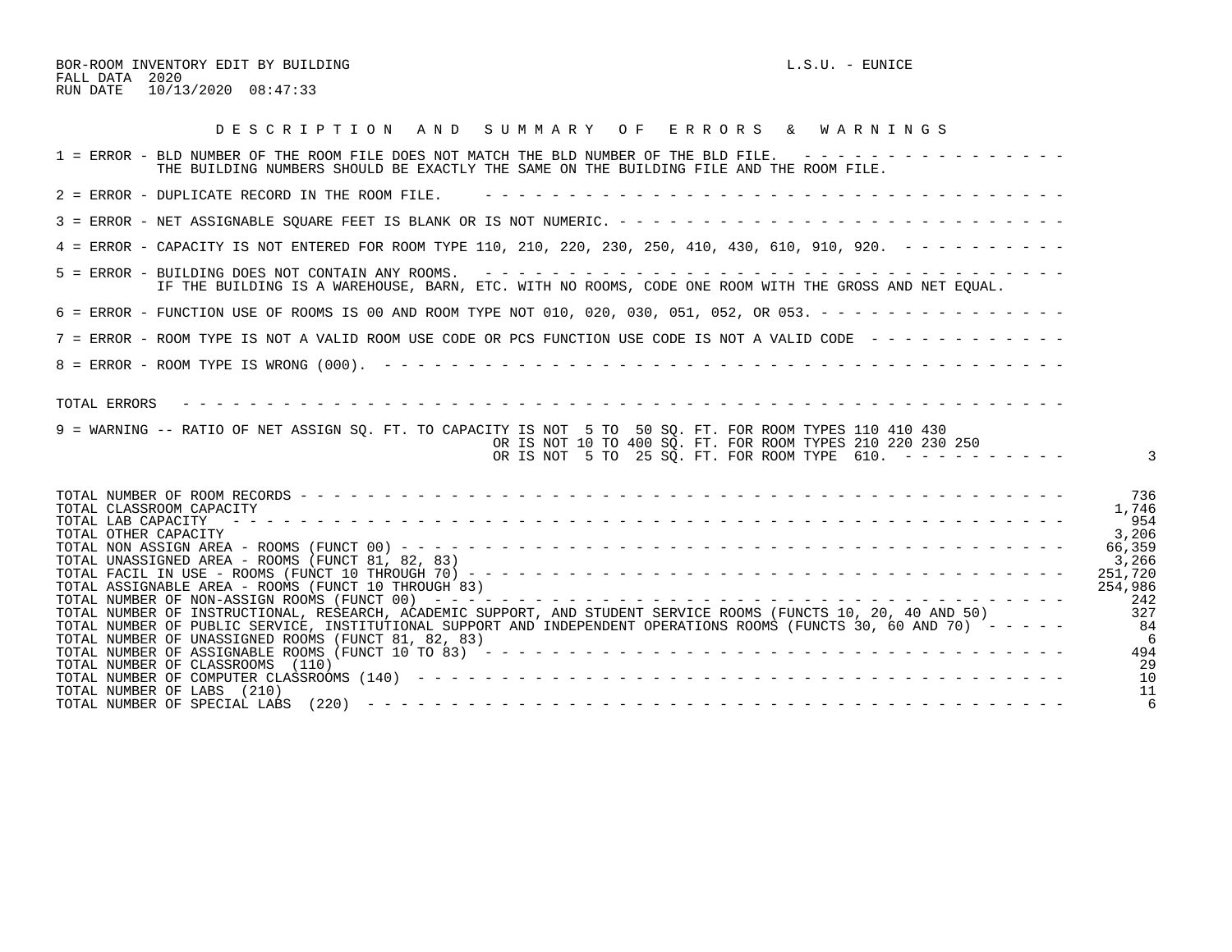BOR-ROOM INVENTORY EDIT BY BUILDING L.S.U. - EUNICE
FALL DATA 2020
RUN DATE 10/13/2020 08:47:33

## D E S C R I P T I O N A N D S U M M A R Y O F E R R O R S & W A R N I N G S

1 = ERROR - BLD NUMBER OF THE ROOM FILE DOES NOT MATCH THE BLD NUMBER OF THE BLD FILE.
THE BUILDING NUMBERS SHOULD BE EXACTLY THE SAME ON THE BUILDING FILE AND THE ROOM FILE.

2 = ERROR - DUPLICATE RECORD IN THE ROOM FILE.

3 = ERROR - NET ASSIGNABLE SQUARE FEET IS BLANK OR IS NOT NUMERIC.

4 = ERROR - CAPACITY IS NOT ENTERED FOR ROOM TYPE 110, 210, 220, 230, 250, 410, 430, 610, 910, 920.

5 = ERROR - BUILDING DOES NOT CONTAIN ANY ROOMS.
IF THE BUILDING IS A WAREHOUSE, BARN, ETC. WITH NO ROOMS, CODE ONE ROOM WITH THE GROSS AND NET EQUAL.

6 = ERROR - FUNCTION USE OF ROOMS IS 00 AND ROOM TYPE NOT 010, 020, 030, 051, 052, OR 053.

7 = ERROR - ROOM TYPE IS NOT A VALID ROOM USE CODE OR PCS FUNCTION USE CODE IS NOT A VALID CODE

8 = ERROR - ROOM TYPE IS WRONG (000).

TOTAL ERRORS

9 = WARNING -- RATIO OF NET ASSIGN SQ. FT. TO CAPACITY IS NOT 5 TO 50 SQ. FT. FOR ROOM TYPES 110 410 430
OR IS NOT 10 TO 400 SQ. FT. FOR ROOM TYPES 210 220 230 250
OR IS NOT 5 TO 25 SQ. FT. FOR ROOM TYPE 610. 3

| | |
|---|---|
| TOTAL NUMBER OF ROOM RECORDS | 736 |
| TOTAL CLASSROOM CAPACITY | 1,746 |
| TOTAL LAB CAPACITY | 954 |
| TOTAL OTHER CAPACITY | 3,206 |
| TOTAL NON ASSIGN AREA - ROOMS (FUNCT 00) | 66,359 |
| TOTAL UNASSIGNED AREA - ROOMS (FUNCT 81, 82, 83) | 3,266 |
| TOTAL FACIL IN USE - ROOMS (FUNCT 10 THROUGH 70) | 251,720 |
| TOTAL ASSIGNABLE AREA - ROOMS (FUNCT 10 THROUGH 83) | 254,986 |
| TOTAL NUMBER OF NON-ASSIGN ROOMS (FUNCT 00) | 242 |
| TOTAL NUMBER OF INSTRUCTIONAL, RESEARCH, ACADEMIC SUPPORT, AND STUDENT SERVICE ROOMS (FUNCTS 10, 20, 40 AND 50) | 327 |
| TOTAL NUMBER OF PUBLIC SERVICE, INSTITUTIONAL SUPPORT AND INDEPENDENT OPERATIONS ROOMS (FUNCTS 30, 60 AND 70) | 84 |
| TOTAL NUMBER OF UNASSIGNED ROOMS (FUNCT 81, 82, 83) | 6 |
| TOTAL NUMBER OF ASSIGNABLE ROOMS (FUNCT 10 TO 83) | 494 |
| TOTAL NUMBER OF CLASSROOMS (110) | 29 |
| TOTAL NUMBER OF COMPUTER CLASSROOMS (140) | 10 |
| TOTAL NUMBER OF LABS (210) | 11 |
| TOTAL NUMBER OF SPECIAL LABS (220) | 6 |